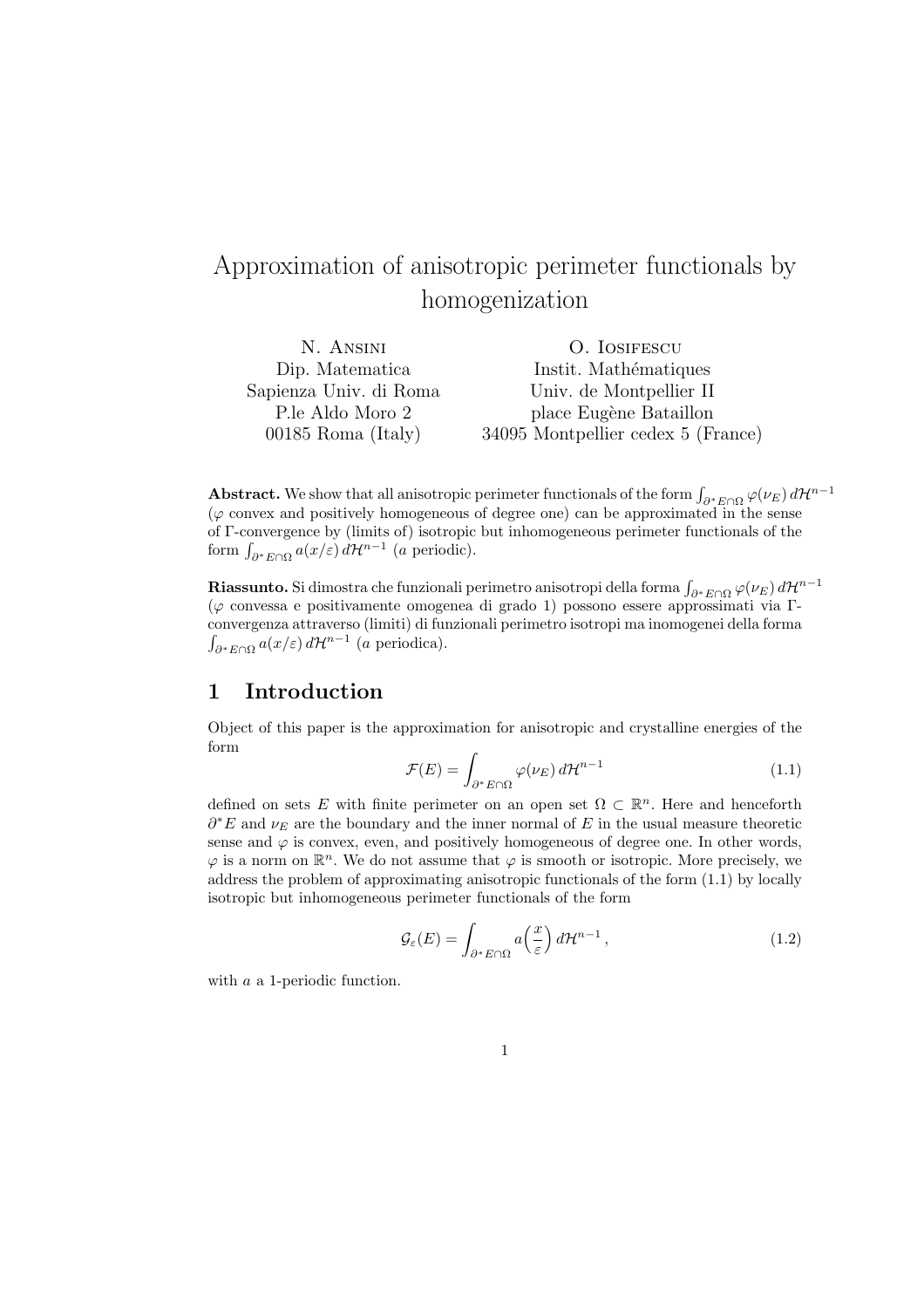# Approximation of anisotropic perimeter functionals by homogenization

N. Ansini
Dip. Matematica
Sapienza Univ. di Roma
P.le Aldo Moro 2
00185 Roma (Italy)

O. Iosifescu
Instit. Mathématiques
Univ. de Montpellier II
place Eugène Bataillon
34095 Montpellier cedex 5 (France)

**Abstract.** We show that all anisotropic perimeter functionals of the form $\int_{\partial^* E\cap\Omega} \varphi(\nu_E)\, d\mathcal{H}^{n-1}$ ($\varphi$ convex and positively homogeneous of degree one) can be approximated in the sense of $\Gamma$-convergence by (limits of) isotropic but inhomogeneous perimeter functionals of the form $\int_{\partial^* E\cap\Omega} a(x/\varepsilon)\, d\mathcal{H}^{n-1}$ ($a$ periodic).

**Riassunto.** Si dimostra che funzionali perimetro anisotropi della forma $\int_{\partial^* E\cap\Omega} \varphi(\nu_E)\, d\mathcal{H}^{n-1}$ ($\varphi$ convessa e positivamente omogenea di grado 1) possono essere approssimati via $\Gamma$-convergenza attraverso (limiti di) funzionali perimetro isotropi ma inomogenei della forma $\int_{\partial^* E\cap\Omega} a(x/\varepsilon)\, d\mathcal{H}^{n-1}$ ($a$ periodica).

## 1 Introduction

Object of this paper is the approximation for anisotropic and crystalline energies of the form

$$\mathcal{F}(E) = \int_{\partial^* E\cap\Omega} \varphi(\nu_E)\, d\mathcal{H}^{n-1} \tag{1.1}$$

defined on sets $E$ with finite perimeter on an open set $\Omega \subset \mathbb{R}^n$. Here and henceforth $\partial^* E$ and $\nu_E$ are the boundary and the inner normal of $E$ in the usual measure theoretic sense and $\varphi$ is convex, even, and positively homogeneous of degree one. In other words, $\varphi$ is a norm on $\mathbb{R}^n$. We do not assume that $\varphi$ is smooth or isotropic. More precisely, we address the problem of approximating anisotropic functionals of the form (1.1) by locally isotropic but inhomogeneous perimeter functionals of the form

$$\mathcal{G}_\varepsilon(E) = \int_{\partial^* E\cap\Omega} a\Big(\frac{x}{\varepsilon}\Big)\, d\mathcal{H}^{n-1}\,, \tag{1.2}$$

with $a$ a 1-periodic function.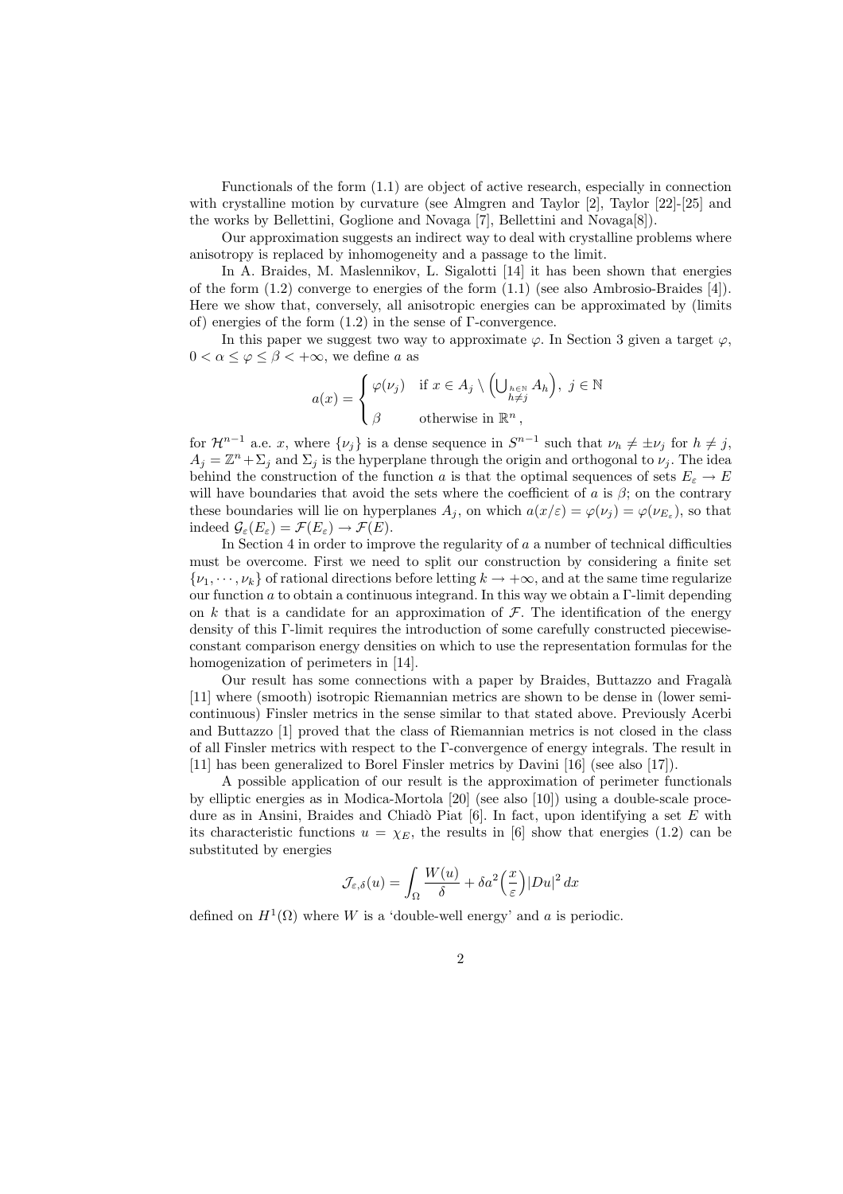Functionals of the form (1.1) are object of active research, especially in connection with crystalline motion by curvature (see Almgren and Taylor [2], Taylor [22]-[25] and the works by Bellettini, Goglione and Novaga [7], Bellettini and Novaga[8]).

Our approximation suggests an indirect way to deal with crystalline problems where anisotropy is replaced by inhomogeneity and a passage to the limit.

In A. Braides, M. Maslennikov, L. Sigalotti [14] it has been shown that energies of the form (1.2) converge to energies of the form (1.1) (see also Ambrosio-Braides [4]). Here we show that, conversely, all anisotropic energies can be approximated by (limits of) energies of the form (1.2) in the sense of Γ-convergence.

In this paper we suggest two way to approximate $\varphi$. In Section 3 given a target $\varphi$, $0 < \alpha \le \varphi \le \beta < +\infty$, we define $a$ as

$$
a(x) = \begin{cases} \varphi(\nu_j) & \text{if } x \in A_j \setminus \Big(\bigcup_{\substack{h\in\mathbb{N} \\ h\neq j}} A_h\Big),\ j \in \mathbb{N} \\ \beta & \text{otherwise in } \mathbb{R}^n, \end{cases}
$$

for $\mathcal{H}^{n-1}$ a.e. $x$, where $\{\nu_j\}$ is a dense sequence in $S^{n-1}$ such that $\nu_h \neq \pm\nu_j$ for $h \neq j$, $A_j = \mathbb{Z}^n + \Sigma_j$ and $\Sigma_j$ is the hyperplane through the origin and orthogonal to $\nu_j$. The idea behind the construction of the function $a$ is that the optimal sequences of sets $E_\varepsilon \to E$ will have boundaries that avoid the sets where the coefficient of $a$ is $\beta$; on the contrary these boundaries will lie on hyperplanes $A_j$, on which $a(x/\varepsilon) = \varphi(\nu_j) = \varphi(\nu_{E_\varepsilon})$, so that indeed $\mathcal{G}_\varepsilon(E_\varepsilon) = \mathcal{F}(E_\varepsilon) \to \mathcal{F}(E)$.

In Section 4 in order to improve the regularity of $a$ a number of technical difficulties must be overcome. First we need to split our construction by considering a finite set $\{\nu_1, \cdots, \nu_k\}$ of rational directions before letting $k \to +\infty$, and at the same time regularize our function $a$ to obtain a continuous integrand. In this way we obtain a Γ-limit depending on $k$ that is a candidate for an approximation of $\mathcal{F}$. The identification of the energy density of this Γ-limit requires the introduction of some carefully constructed piecewise-constant comparison energy densities on which to use the representation formulas for the homogenization of perimeters in [14].

Our result has some connections with a paper by Braides, Buttazzo and Fragalà [11] where (smooth) isotropic Riemannian metrics are shown to be dense in (lower semi-continuous) Finsler metrics in the sense similar to that stated above. Previously Acerbi and Buttazzo [1] proved that the class of Riemannian metrics is not closed in the class of all Finsler metrics with respect to the Γ-convergence of energy integrals. The result in [11] has been generalized to Borel Finsler metrics by Davini [16] (see also [17]).

A possible application of our result is the approximation of perimeter functionals by elliptic energies as in Modica-Mortola [20] (see also [10]) using a double-scale procedure as in Ansini, Braides and Chiadò Piat [6]. In fact, upon identifying a set $E$ with its characteristic functions $u = \chi_E$, the results in [6] show that energies (1.2) can be substituted by energies

$$
\mathcal{J}_{\varepsilon,\delta}(u) = \int_\Omega \frac{W(u)}{\delta} + \delta a^2\Big(\frac{x}{\varepsilon}\Big)|Du|^2\, dx
$$

defined on $H^1(\Omega)$ where $W$ is a 'double-well energy' and $a$ is periodic.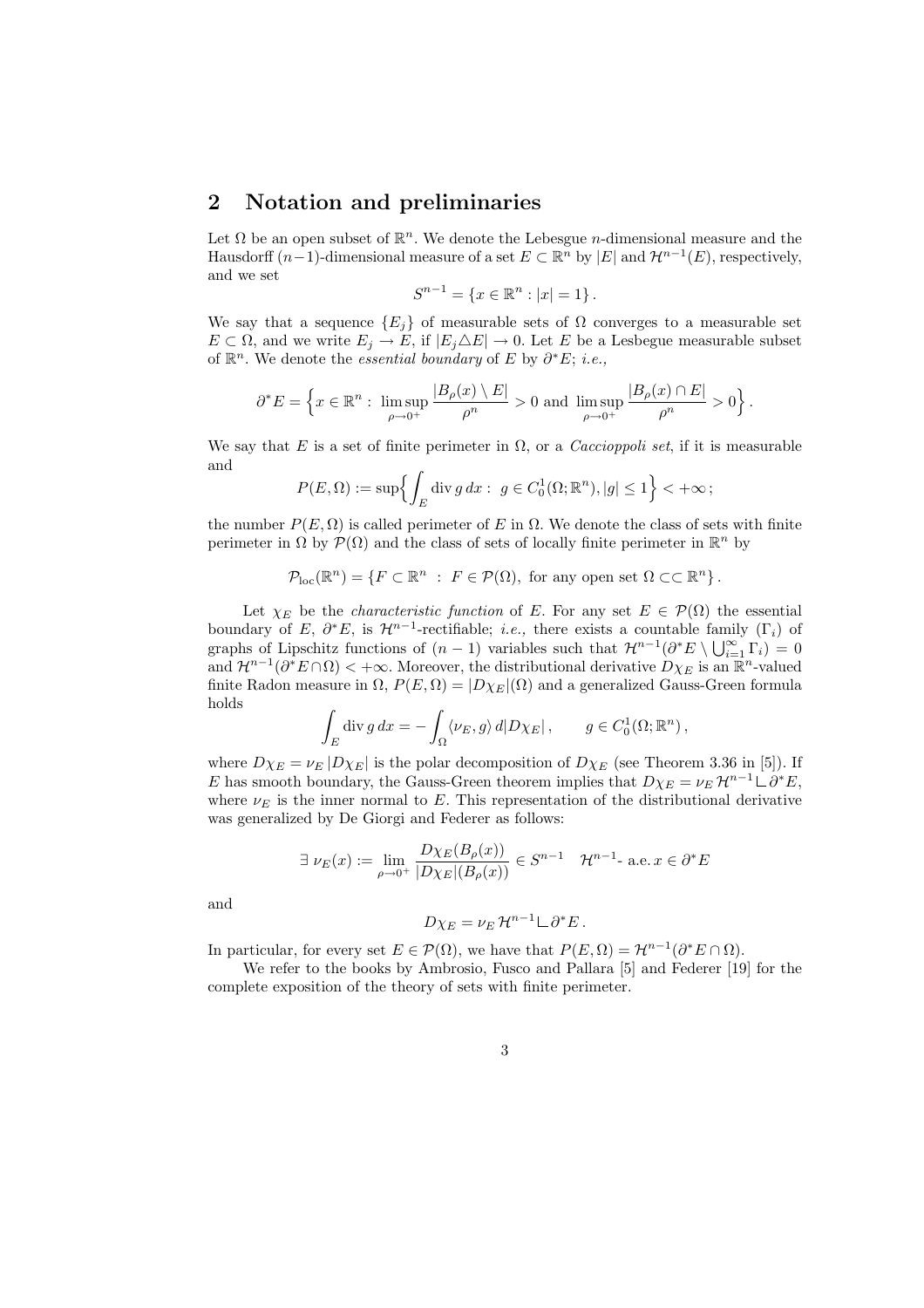## 2 Notation and preliminaries

Let $\Omega$ be an open subset of $\mathbb{R}^n$. We denote the Lebesgue $n$-dimensional measure and the Hausdorff $(n-1)$-dimensional measure of a set $E \subset \mathbb{R}^n$ by $|E|$ and $\mathcal{H}^{n-1}(E)$, respectively, and we set

$$S^{n-1} = \{x \in \mathbb{R}^n : |x| = 1\}\,.$$

We say that a sequence $\{E_j\}$ of measurable sets of $\Omega$ converges to a measurable set $E \subset \Omega$, and we write $E_j \to E$, if $|E_j \triangle E| \to 0$. Let $E$ be a Lesbegue measurable subset of $\mathbb{R}^n$. We denote the *essential boundary* of $E$ by $\partial^* E$; *i.e.,*

$$\partial^* E = \Big\{ x \in \mathbb{R}^n : \limsup_{\rho \to 0^+} \frac{|B_\rho(x) \setminus E|}{\rho^n} > 0 \text{ and } \limsup_{\rho \to 0^+} \frac{|B_\rho(x) \cap E|}{\rho^n} > 0 \Big\}\,.$$

We say that $E$ is a set of finite perimeter in $\Omega$, or a *Caccioppoli set*, if it is measurable and

$$P(E, \Omega) := \sup \Big\{ \int_E \operatorname{div} g \, dx : \; g \in C_0^1(\Omega; \mathbb{R}^n), |g| \leq 1 \Big\} < +\infty\,;$$

the number $P(E, \Omega)$ is called perimeter of $E$ in $\Omega$. We denote the class of sets with finite perimeter in $\Omega$ by $\mathcal{P}(\Omega)$ and the class of sets of locally finite perimeter in $\mathbb{R}^n$ by

$$\mathcal{P}_{\rm loc}(\mathbb{R}^n) = \{F \subset \mathbb{R}^n \; : \; F \in \mathcal{P}(\Omega), \text{ for any open set } \Omega \subset\subset \mathbb{R}^n\}\,.$$

Let $\chi_E$ be the *characteristic function* of $E$. For any set $E \in \mathcal{P}(\Omega)$ the essential boundary of $E$, $\partial^* E$, is $\mathcal{H}^{n-1}$-rectifiable; *i.e.,* there exists a countable family $(\Gamma_i)$ of graphs of Lipschitz functions of $(n-1)$ variables such that $\mathcal{H}^{n-1}(\partial^* E \setminus \bigcup_{i=1}^\infty \Gamma_i) = 0$ and $\mathcal{H}^{n-1}(\partial^* E \cap \Omega) < +\infty$. Moreover, the distributional derivative $D\chi_E$ is an $\mathbb{R}^n$-valued finite Radon measure in $\Omega$, $P(E, \Omega) = |D\chi_E|(\Omega)$ and a generalized Gauss-Green formula holds

$$\int_E \operatorname{div} g \, dx = - \int_\Omega \langle \nu_E, g \rangle \, d|D\chi_E|\,, \qquad g \in C_0^1(\Omega; \mathbb{R}^n)\,,$$

where $D\chi_E = \nu_E \, |D\chi_E|$ is the polar decomposition of $D\chi_E$ (see Theorem 3.36 in [5]). If $E$ has smooth boundary, the Gauss-Green theorem implies that $D\chi_E = \nu_E \, \mathcal{H}^{n-1} \llcorner \partial^* E$, where $\nu_E$ is the inner normal to $E$. This representation of the distributional derivative was generalized by De Giorgi and Federer as follows:

$$\exists \; \nu_E(x) := \lim_{\rho \to 0^+} \frac{D\chi_E(B_\rho(x))}{|D\chi_E|(B_\rho(x))} \in S^{n-1} \quad \mathcal{H}^{n-1}\text{- a.e. } x \in \partial^* E$$

and

$$D\chi_E = \nu_E \, \mathcal{H}^{n-1} \llcorner \partial^* E\,.$$

In particular, for every set $E \in \mathcal{P}(\Omega)$, we have that $P(E, \Omega) = \mathcal{H}^{n-1}(\partial^* E \cap \Omega)$.

We refer to the books by Ambrosio, Fusco and Pallara [5] and Federer [19] for the complete exposition of the theory of sets with finite perimeter.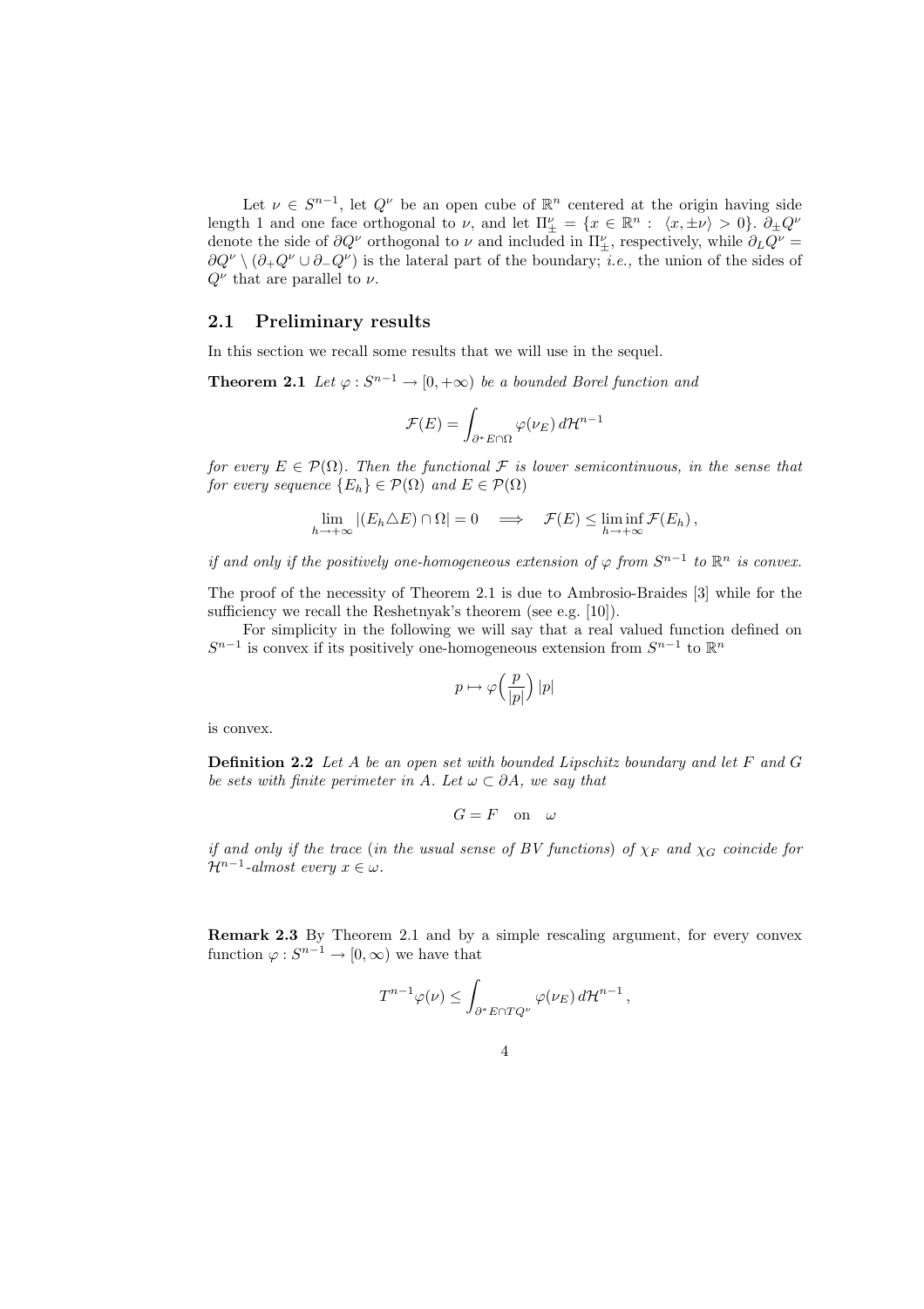Let $\nu \in S^{n-1}$, let $Q^\nu$ be an open cube of $\mathbb{R}^n$ centered at the origin having side length 1 and one face orthogonal to $\nu$, and let $\Pi^\nu_\pm = \{x \in \mathbb{R}^n : \langle x, \pm\nu \rangle > 0\}$. $\partial_\pm Q^\nu$ denote the side of $\partial Q^\nu$ orthogonal to $\nu$ and included in $\Pi^\nu_\pm$, respectively, while $\partial_L Q^\nu = \partial Q^\nu \setminus (\partial_+ Q^\nu \cup \partial_- Q^\nu)$ is the lateral part of the boundary; *i.e.*, the union of the sides of $Q^\nu$ that are parallel to $\nu$.

## 2.1 Preliminary results

In this section we recall some results that we will use in the sequel.

**Theorem 2.1** *Let $\varphi : S^{n-1} \to [0, +\infty)$ be a bounded Borel function and*

$$\mathcal{F}(E) = \int_{\partial^* E \cap \Omega} \varphi(\nu_E)\, d\mathcal{H}^{n-1}$$

*for every $E \in \mathcal{P}(\Omega)$. Then the functional $\mathcal{F}$ is lower semicontinuous, in the sense that for every sequence $\{E_h\} \in \mathcal{P}(\Omega)$ and $E \in \mathcal{P}(\Omega)$*

$$\lim_{h \to +\infty} |(E_h \triangle E) \cap \Omega| = 0 \quad \Longrightarrow \quad \mathcal{F}(E) \leq \liminf_{h \to +\infty} \mathcal{F}(E_h)\,,$$

*if and only if the positively one-homogeneous extension of $\varphi$ from $S^{n-1}$ to $\mathbb{R}^n$ is convex.*

The proof of the necessity of Theorem 2.1 is due to Ambrosio-Braides [3] while for the sufficiency we recall the Reshetnyak's theorem (see e.g. [10]).

For simplicity in the following we will say that a real valued function defined on $S^{n-1}$ is convex if its positively one-homogeneous extension from $S^{n-1}$ to $\mathbb{R}^n$

$$p \mapsto \varphi\Big(\frac{p}{|p|}\Big)\, |p|$$

is convex.

**Definition 2.2** *Let $A$ be an open set with bounded Lipschitz boundary and let $F$ and $G$ be sets with finite perimeter in $A$. Let $\omega \subset \partial A$, we say that*

$$G = F \quad \text{on} \quad \omega$$

*if and only if the trace (in the usual sense of BV functions) of $\chi_F$ and $\chi_G$ coincide for $\mathcal{H}^{n-1}$-almost every $x \in \omega$.*

**Remark 2.3** By Theorem 2.1 and by a simple rescaling argument, for every convex function $\varphi : S^{n-1} \to [0, \infty)$ we have that

$$T^{n-1}\varphi(\nu) \leq \int_{\partial^* E \cap TQ^\nu} \varphi(\nu_E)\, d\mathcal{H}^{n-1}\,,$$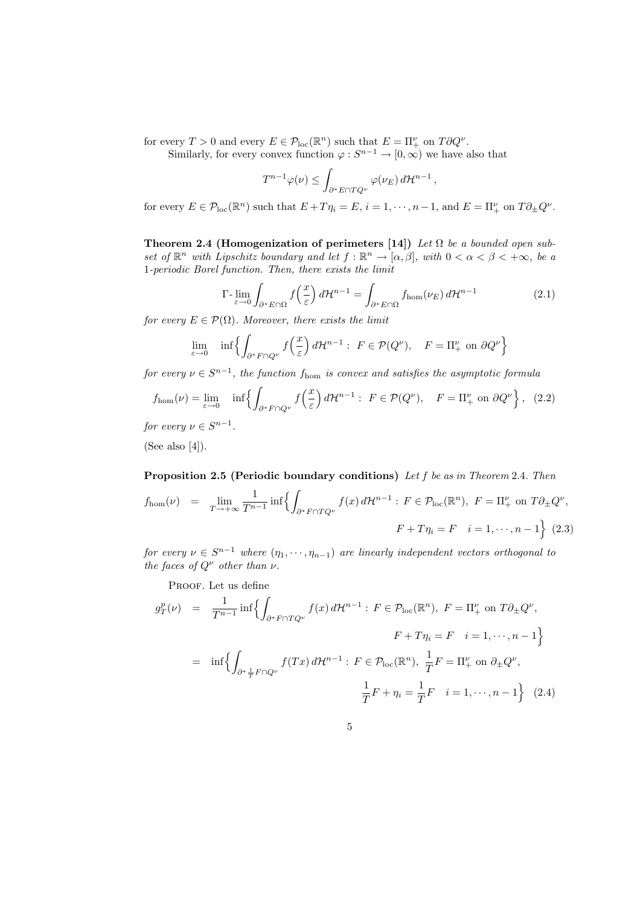for every $T > 0$ and every $E \in \mathcal{P}_{\rm loc}(\mathbb{R}^n)$ such that $E = \Pi^\nu_+$ on $T\partial Q^\nu$.

Similarly, for every convex function $\varphi : S^{n-1} \to [0, \infty)$ we have also that

$$T^{n-1}\varphi(\nu) \le \int_{\partial^* E \cap TQ^\nu} \varphi(\nu_E)\, d\mathcal{H}^{n-1}\,,$$

for every $E \in \mathcal{P}_{\rm loc}(\mathbb{R}^n)$ such that $E + T\eta_i = E$, $i = 1, \cdots, n-1$, and $E = \Pi^\nu_+$ on $T\partial_\pm Q^\nu$.

**Theorem 2.4 (Homogenization of perimeters [14])** *Let $\Omega$ be a bounded open subset of $\mathbb{R}^n$ with Lipschitz boundary and let $f : \mathbb{R}^n \to [\alpha, \beta]$, with $0 < \alpha < \beta < +\infty$, be a 1-periodic Borel function. Then, there exists the limit*

$$\Gamma\text{-}\lim_{\varepsilon\to 0} \int_{\partial^* E\cap\Omega} f\Big(\frac{x}{\varepsilon}\Big)\, d\mathcal{H}^{n-1} = \int_{\partial^* E\cap\Omega} f_{\rm hom}(\nu_E)\, d\mathcal{H}^{n-1} \tag{2.1}$$

*for every $E \in \mathcal{P}(\Omega)$. Moreover, there exists the limit*

$$\lim_{\varepsilon\to 0} \quad \inf\Big\{\int_{\partial^* F\cap Q^\nu} f\Big(\frac{x}{\varepsilon}\Big)\, d\mathcal{H}^{n-1} :\ F \in \mathcal{P}(Q^\nu), \quad F = \Pi^\nu_+ \text{ on } \partial Q^\nu\Big\}$$

*for every $\nu \in S^{n-1}$, the function $f_{\rm hom}$ is convex and satisfies the asymptotic formula*

$$f_{\rm hom}(\nu) = \lim_{\varepsilon\to 0} \quad \inf\Big\{\int_{\partial^* F\cap Q^\nu} f\Big(\frac{x}{\varepsilon}\Big)\, d\mathcal{H}^{n-1} :\ F \in \mathcal{P}(Q^\nu), \quad F = \Pi^\nu_+ \text{ on } \partial Q^\nu\Big\}, \tag{2.2}$$

*for every $\nu \in S^{n-1}$.*

(See also [4]).

**Proposition 2.5 (Periodic boundary conditions)** *Let $f$ be as in Theorem 2.4. Then*

$$f_{\rm hom}(\nu) = \lim_{T\to+\infty} \frac{1}{T^{n-1}} \inf\Big\{\int_{\partial^* F\cap TQ^\nu} f(x)\, d\mathcal{H}^{n-1} :\ F \in \mathcal{P}_{\rm loc}(\mathbb{R}^n),\ F = \Pi^\nu_+ \text{ on } T\partial_\pm Q^\nu,\ F + T\eta_i = F \quad i = 1, \cdots, n-1\Big\} \tag{2.3}$$

*for every $\nu \in S^{n-1}$ where $(\eta_1, \cdots, \eta_{n-1})$ are linearly independent vectors orthogonal to the faces of $Q^\nu$ other than $\nu$.*

Proof. Let us define

$$\begin{aligned} g^p_T(\nu) &= \frac{1}{T^{n-1}} \inf\Big\{\int_{\partial^* F\cap TQ^\nu} f(x)\, d\mathcal{H}^{n-1} :\ F \in \mathcal{P}_{\rm loc}(\mathbb{R}^n),\ F = \Pi^\nu_+ \text{ on } T\partial_\pm Q^\nu,\\ &\qquad F + T\eta_i = F \quad i = 1, \cdots, n-1\Big\}\\ &= \inf\Big\{\int_{\partial^* \frac{1}{T}F\cap Q^\nu} f(Tx)\, d\mathcal{H}^{n-1} :\ F \in \mathcal{P}_{\rm loc}(\mathbb{R}^n),\ \frac{1}{T}F = \Pi^\nu_+ \text{ on } \partial_\pm Q^\nu,\\ &\qquad \frac{1}{T}F + \eta_i = \frac{1}{T}F \quad i = 1, \cdots, n-1\Big\} \end{aligned} \tag{2.4}$$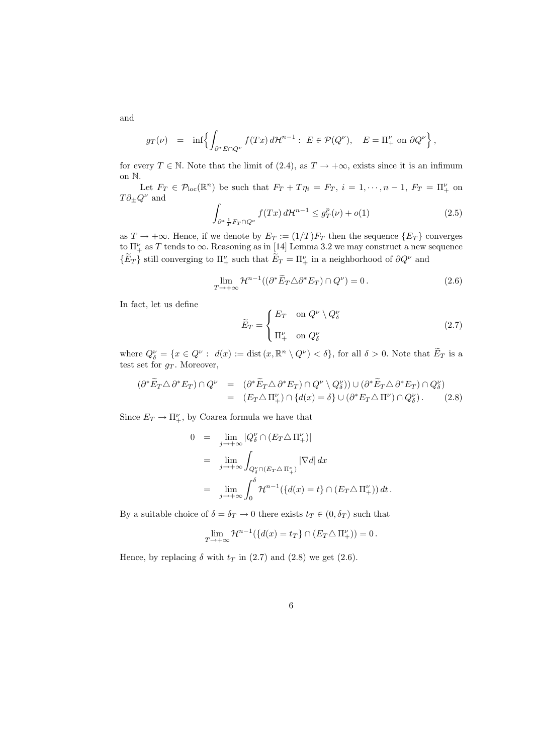and

$$
g_T(\nu) \quad = \quad \inf\Big\{ \int_{\partial^* E \cap Q^\nu} f(Tx)\, d\mathcal{H}^{n-1} : \; E \in \mathcal{P}(Q^\nu), \quad E = \Pi_+^\nu \text{ on } \partial Q^\nu \Big\}\,,
$$

for every $T \in \mathbb{N}$. Note that the limit of (2.4), as $T \to +\infty$, exists since it is an infimum on $\mathbb{N}$.

Let $F_T \in \mathcal{P}_{\rm loc}(\mathbb{R}^n)$ be such that $F_T + T\eta_i = F_T$, $i = 1, \cdots, n-1$, $F_T = \Pi_+^\nu$ on $T\partial_\pm Q^\nu$ and

$$
\int_{\partial^* \frac{1}{T} F_T \cap Q^\nu} f(Tx)\, d\mathcal{H}^{n-1} \leq g_T^p(\nu) + o(1) \tag{2.5}
$$

as $T \to +\infty$. Hence, if we denote by $E_T := (1/T)F_T$ then the sequence $\{E_T\}$ converges to $\Pi_+^\nu$ as $T$ tends to $\infty$. Reasoning as in [14] Lemma 3.2 we may construct a new sequence $\{\widetilde{E}_T\}$ still converging to $\Pi_+^\nu$ such that $\widetilde{E}_T = \Pi_+^\nu$ in a neighborhood of $\partial Q^\nu$ and

$$
\lim_{T \to +\infty} \mathcal{H}^{n-1}((\partial^* \widetilde{E}_T \triangle \partial^* E_T) \cap Q^\nu) = 0\,. \tag{2.6}
$$

In fact, let us define

$$
\widetilde{E}_T = \begin{cases} E_T & \text{on } Q^\nu \setminus Q_\delta^\nu \\[2mm] \Pi_+^\nu & \text{on } Q_\delta^\nu \end{cases} \tag{2.7}
$$

where $Q_\delta^\nu = \{x \in Q^\nu : \; d(x) := \operatorname{dist}(x, \mathbb{R}^n \setminus Q^\nu) < \delta\}$, for all $\delta > 0$. Note that $\widetilde{E}_T$ is a test set for $g_T$. Moreover,

$$
\begin{aligned}
(\partial^* \widetilde{E}_T \triangle\, \partial^* E_T) \cap Q^\nu \quad &= \quad (\partial^* \widetilde{E}_T \triangle\, \partial^* E_T) \cap Q^\nu \setminus Q_\delta^\nu)) \cup (\partial^* \widetilde{E}_T \triangle\, \partial^* E_T) \cap Q_\delta^\nu) \\
&= \quad (E_T \triangle\, \Pi_+^\nu) \cap \{d(x) = \delta\} \cup (\partial^* E_T \triangle\, \Pi^\nu) \cap Q_\delta^\nu)\,. \qquad (2.8)
\end{aligned}
$$

Since $E_T \to \Pi_+^\nu$, by Coarea formula we have that

$$
\begin{aligned}
0 \quad &= \quad \lim_{j \to +\infty} |Q_\delta^\nu \cap (E_T \triangle\, \Pi_+^\nu)| \\
&= \quad \lim_{j \to +\infty} \int_{Q_\delta^\nu \cap (E_T \triangle\, \Pi_+^\nu)} |\nabla d|\, dx \\
&= \quad \lim_{j \to +\infty} \int_0^\delta \mathcal{H}^{n-1}(\{d(x) = t\} \cap (E_T \triangle\, \Pi_+^\nu))\, dt\,.
\end{aligned}
$$

By a suitable choice of $\delta = \delta_T \to 0$ there exists $t_T \in (0, \delta_T)$ such that

$$
\lim_{T \to +\infty} \mathcal{H}^{n-1}(\{d(x) = t_T\} \cap (E_T \triangle\, \Pi_+^\nu)) = 0\,.
$$

Hence, by replacing $\delta$ with $t_T$ in (2.7) and (2.8) we get (2.6).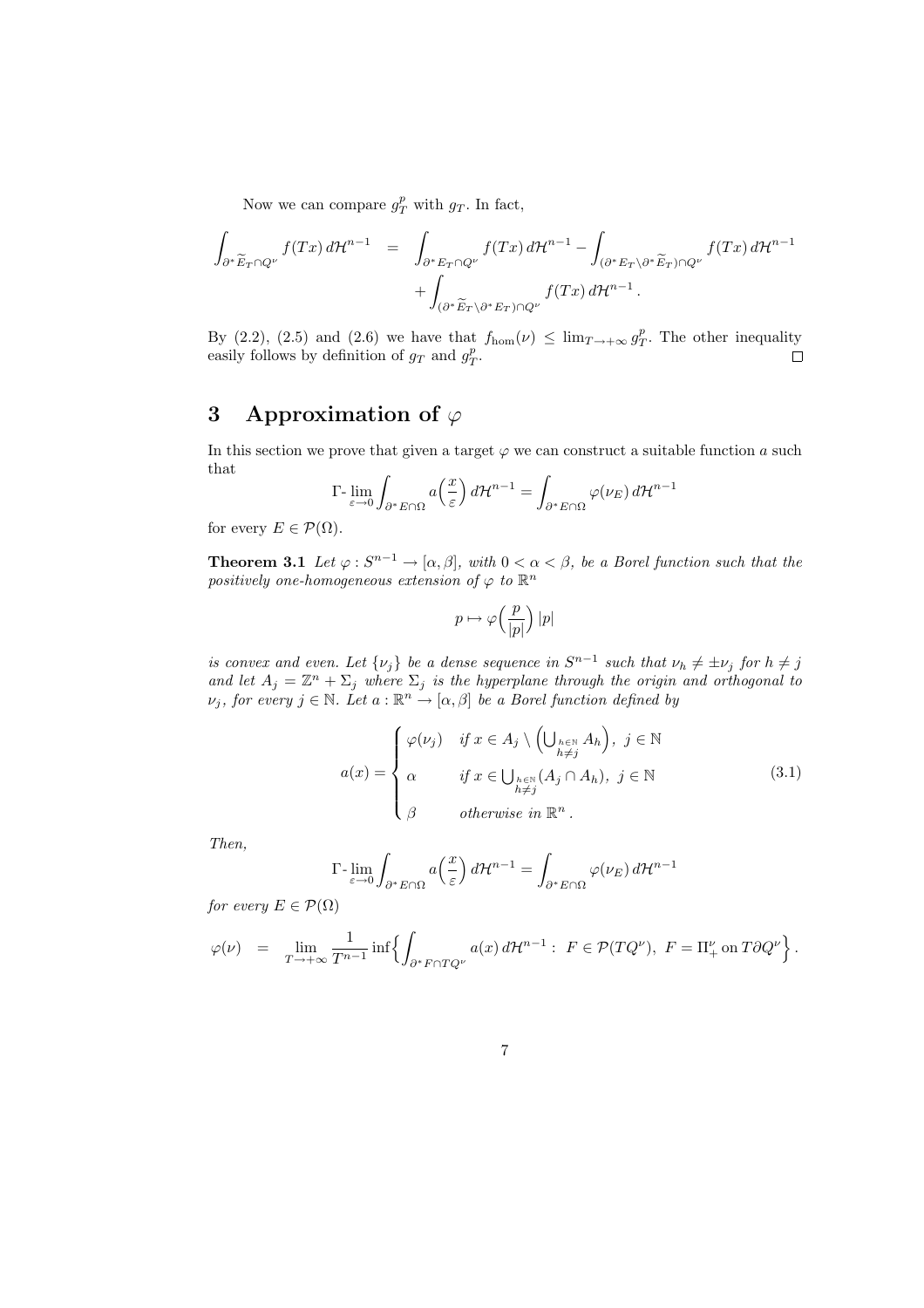Now we can compare $g_T^p$ with $g_T$. In fact,

$$
\begin{aligned}
\int_{\partial^* \widetilde{E}_T \cap Q^\nu} f(Tx)\, d\mathcal{H}^{n-1} &= \int_{\partial^* E_T \cap Q^\nu} f(Tx)\, d\mathcal{H}^{n-1} - \int_{(\partial^* E_T \setminus \partial^* \widetilde{E}_T)\cap Q^\nu} f(Tx)\, d\mathcal{H}^{n-1} \\
&\quad + \int_{(\partial^* \widetilde{E}_T \setminus \partial^* E_T)\cap Q^\nu} f(Tx)\, d\mathcal{H}^{n-1}\,.
\end{aligned}
$$

By (2.2), (2.5) and (2.6) we have that $f_{\mathrm{hom}}(\nu) \le \lim_{T\to+\infty} g_T^p$. The other inequality easily follows by definition of $g_T$ and $g_T^p$. $\square$

# 3 Approximation of $\varphi$

In this section we prove that given a target $\varphi$ we can construct a suitable function $a$ such that

$$
\Gamma\text{-}\lim_{\varepsilon\to 0} \int_{\partial^* E\cap\Omega} a\Big(\frac{x}{\varepsilon}\Big)\, d\mathcal{H}^{n-1} = \int_{\partial^* E\cap\Omega} \varphi(\nu_E)\, d\mathcal{H}^{n-1}
$$

for every $E\in\mathcal{P}(\Omega)$.

**Theorem 3.1** *Let $\varphi : S^{n-1}\to[\alpha,\beta]$, with $0<\alpha<\beta$, be a Borel function such that the positively one-homogeneous extension of $\varphi$ to $\mathbb{R}^n$*

$$
p \mapsto \varphi\Big(\frac{p}{|p|}\Big)\,|p|
$$

*is convex and even. Let $\{\nu_j\}$ be a dense sequence in $S^{n-1}$ such that $\nu_h \ne \pm\nu_j$ for $h\ne j$ and let $A_j = \mathbb{Z}^n + \Sigma_j$ where $\Sigma_j$ is the hyperplane through the origin and orthogonal to $\nu_j$, for every $j\in\mathbb{N}$. Let $a:\mathbb{R}^n\to[\alpha,\beta]$ be a Borel function defined by*

$$
a(x) = \begin{cases} \varphi(\nu_j) & \text{if } x\in A_j \setminus \Big(\bigcup_{\substack{h\in\mathbb{N}\\ h\ne j}} A_h\Big),\ j\in\mathbb{N} \\ \alpha & \text{if } x\in \bigcup_{\substack{h\in\mathbb{N}\\ h\ne j}} (A_j\cap A_h),\ j\in\mathbb{N} \\ \beta & \text{otherwise in } \mathbb{R}^n\,. \end{cases} \tag{3.1}
$$

*Then,*

$$
\Gamma\text{-}\lim_{\varepsilon\to 0} \int_{\partial^* E\cap\Omega} a\Big(\frac{x}{\varepsilon}\Big)\, d\mathcal{H}^{n-1} = \int_{\partial^* E\cap\Omega} \varphi(\nu_E)\, d\mathcal{H}^{n-1}
$$

*for every $E\in\mathcal{P}(\Omega)$*

$$
\varphi(\nu) \;=\; \lim_{T\to+\infty} \frac{1}{T^{n-1}} \inf\Big\{ \int_{\partial^* F\cap TQ^\nu} a(x)\, d\mathcal{H}^{n-1} :\ F\in\mathcal{P}(TQ^\nu),\ F = \Pi_+^\nu \text{ on } T\partial Q^\nu \Big\}.
$$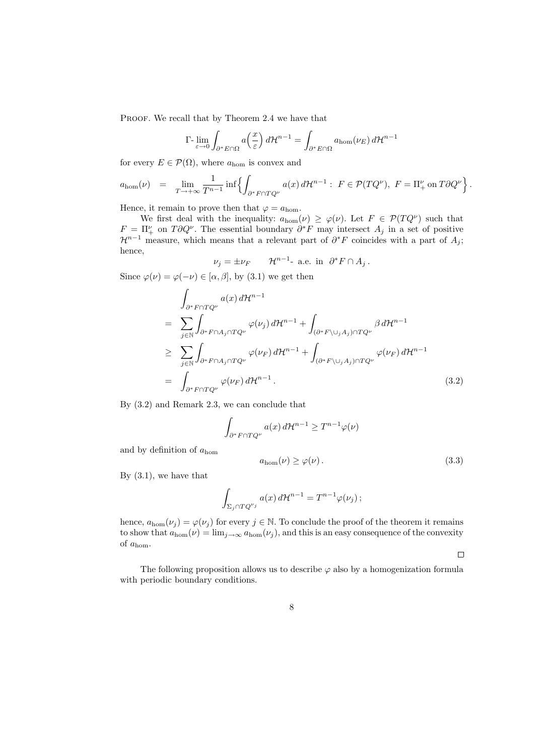PROOF. We recall that by Theorem 2.4 we have that

$$\Gamma\text{-}\lim_{\varepsilon\to 0}\int_{\partial^* E\cap\Omega} a\Big(\frac{x}{\varepsilon}\Big)\,d\mathcal{H}^{n-1} = \int_{\partial^* E\cap\Omega} a_{\rm hom}(\nu_E)\,d\mathcal{H}^{n-1}$$

for every $E\in\mathcal{P}(\Omega)$, where $a_{\rm hom}$ is convex and

$$a_{\rm hom}(\nu) \;=\; \lim_{T\to+\infty}\frac{1}{T^{n-1}}\inf\Big\{\int_{\partial^* F\cap TQ^\nu} a(x)\,d\mathcal{H}^{n-1}:\; F\in\mathcal{P}(TQ^\nu),\; F=\Pi^\nu_+ \text{ on } T\partial Q^\nu\Big\}.$$

Hence, it remain to prove then that $\varphi = a_{\rm hom}$.

We first deal with the inequality: $a_{\rm hom}(\nu)\ge\varphi(\nu)$. Let $F\in\mathcal{P}(TQ^\nu)$ such that $F=\Pi^\nu_+$ on $T\partial Q^\nu$. The essential boundary $\partial^* F$ may intersect $A_j$ in a set of positive $\mathcal{H}^{n-1}$ measure, which means that a relevant part of $\partial^* F$ coincides with a part of $A_j$; hence,

$$\nu_j = \pm\nu_F \qquad \mathcal{H}^{n-1}\text{- a.e. in } \partial^* F\cap A_j\,.$$

Since $\varphi(\nu)=\varphi(-\nu)\in[\alpha,\beta]$, by (3.1) we get then

$$\begin{aligned}
&\int_{\partial^* F\cap TQ^\nu} a(x)\,d\mathcal{H}^{n-1}\\
&= \sum_{j\in\mathbb{N}}\int_{\partial^* F\cap A_j\cap TQ^\nu}\varphi(\nu_j)\,d\mathcal{H}^{n-1} + \int_{(\partial^* F\setminus\cup_j A_j)\cap TQ^\nu}\beta\,d\mathcal{H}^{n-1}\\
&\ge \sum_{j\in\mathbb{N}}\int_{\partial^* F\cap A_j\cap TQ^\nu}\varphi(\nu_F)\,d\mathcal{H}^{n-1} + \int_{(\partial^* F\setminus\cup_j A_j)\cap TQ^\nu}\varphi(\nu_F)\,d\mathcal{H}^{n-1}\\
&= \int_{\partial^* F\cap TQ^\nu}\varphi(\nu_F)\,d\mathcal{H}^{n-1}\,. 
\end{aligned}\tag{3.2}$$

By (3.2) and Remark 2.3, we can conclude that

$$\int_{\partial^* F\cap TQ^\nu} a(x)\,d\mathcal{H}^{n-1}\ge T^{n-1}\varphi(\nu)$$

and by definition of $a_{\rm hom}$

$$a_{\rm hom}(\nu)\ge\varphi(\nu)\,. \tag{3.3}$$

By (3.1), we have that

$$\int_{\Sigma_j\cap TQ^{\nu_j}} a(x)\,d\mathcal{H}^{n-1} = T^{n-1}\varphi(\nu_j)\,;$$

hence, $a_{\rm hom}(\nu_j)=\varphi(\nu_j)$ for every $j\in\mathbb{N}$. To conclude the proof of the theorem it remains to show that $a_{\rm hom}(\nu)=\lim_{j\to\infty}a_{\rm hom}(\nu_j)$, and this is an easy consequence of the convexity of $a_{\rm hom}$.

□

The following proposition allows us to describe $\varphi$ also by a homogenization formula with periodic boundary conditions.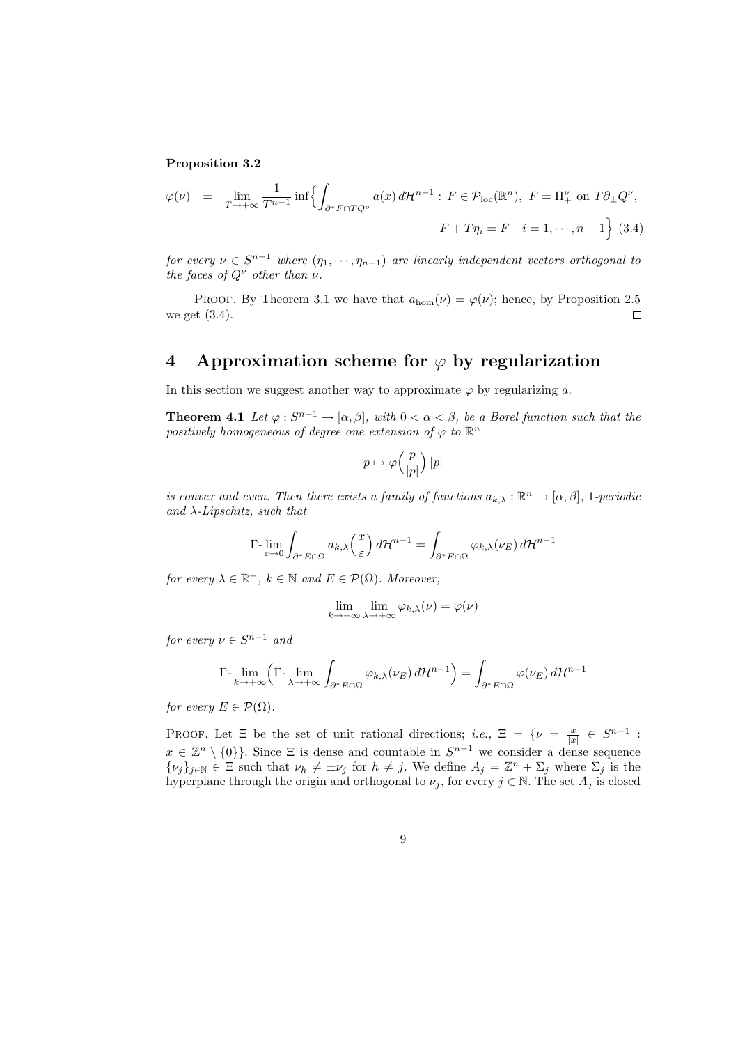**Proposition 3.2**

$$\varphi(\nu) \;=\; \lim_{T\to+\infty} \frac{1}{T^{n-1}} \inf\Big\{ \int_{\partial^* F \cap TQ^\nu} a(x)\, d\mathcal{H}^{n-1} : \, F \in \mathcal{P}_{\rm loc}(\mathbb{R}^n), \; F = \Pi^\nu_+ \text{ on } T\partial_\pm Q^\nu, \; F + T\eta_i = F \quad i = 1, \cdots, n-1 \Big\} \quad (3.4)$$

*for every $\nu \in S^{n-1}$ where $(\eta_1, \cdots, \eta_{n-1})$ are linearly independent vectors orthogonal to the faces of $Q^\nu$ other than $\nu$.*

Proof. By Theorem 3.1 we have that $a_{\rm hom}(\nu) = \varphi(\nu)$; hence, by Proposition 2.5 we get (3.4). $\square$

## 4 Approximation scheme for $\varphi$ by regularization

In this section we suggest another way to approximate $\varphi$ by regularizing $a$.

**Theorem 4.1** *Let $\varphi : S^{n-1} \to [\alpha, \beta]$, with $0 < \alpha < \beta$, be a Borel function such that the positively homogeneous of degree one extension of $\varphi$ to $\mathbb{R}^n$*

$$p \mapsto \varphi\Big(\frac{p}{|p|}\Big)\,|p|$$

*is convex and even. Then there exists a family of functions $a_{k,\lambda} : \mathbb{R}^n \mapsto [\alpha, \beta]$, 1-periodic and $\lambda$-Lipschitz, such that*

$$\Gamma\text{-}\lim_{\varepsilon\to 0} \int_{\partial^* E \cap \Omega} a_{k,\lambda}\Big(\frac{x}{\varepsilon}\Big)\, d\mathcal{H}^{n-1} = \int_{\partial^* E \cap \Omega} \varphi_{k,\lambda}(\nu_E)\, d\mathcal{H}^{n-1}$$

*for every $\lambda \in \mathbb{R}^+$, $k \in \mathbb{N}$ and $E \in \mathcal{P}(\Omega)$. Moreover,*

$$\lim_{k\to+\infty} \lim_{\lambda\to+\infty} \varphi_{k,\lambda}(\nu) = \varphi(\nu)$$

*for every $\nu \in S^{n-1}$ and*

$$\Gamma\text{-}\lim_{k\to+\infty} \Big( \Gamma\text{-}\lim_{\lambda\to+\infty} \int_{\partial^* E \cap \Omega} \varphi_{k,\lambda}(\nu_E)\, d\mathcal{H}^{n-1} \Big) = \int_{\partial^* E \cap \Omega} \varphi(\nu_E)\, d\mathcal{H}^{n-1}$$

*for every $E \in \mathcal{P}(\Omega)$.*

Proof. Let $\Xi$ be the set of unit rational directions; *i.e.,* $\Xi = \{\nu = \frac{x}{|x|} \in S^{n-1} : x \in \mathbb{Z}^n \setminus \{0\}\}$. Since $\Xi$ is dense and countable in $S^{n-1}$ we consider a dense sequence $\{\nu_j\}_{j\in\mathbb{N}} \in \Xi$ such that $\nu_h \neq \pm\nu_j$ for $h \neq j$. We define $A_j = \mathbb{Z}^n + \Sigma_j$ where $\Sigma_j$ is the hyperplane through the origin and orthogonal to $\nu_j$, for every $j \in \mathbb{N}$. The set $A_j$ is closed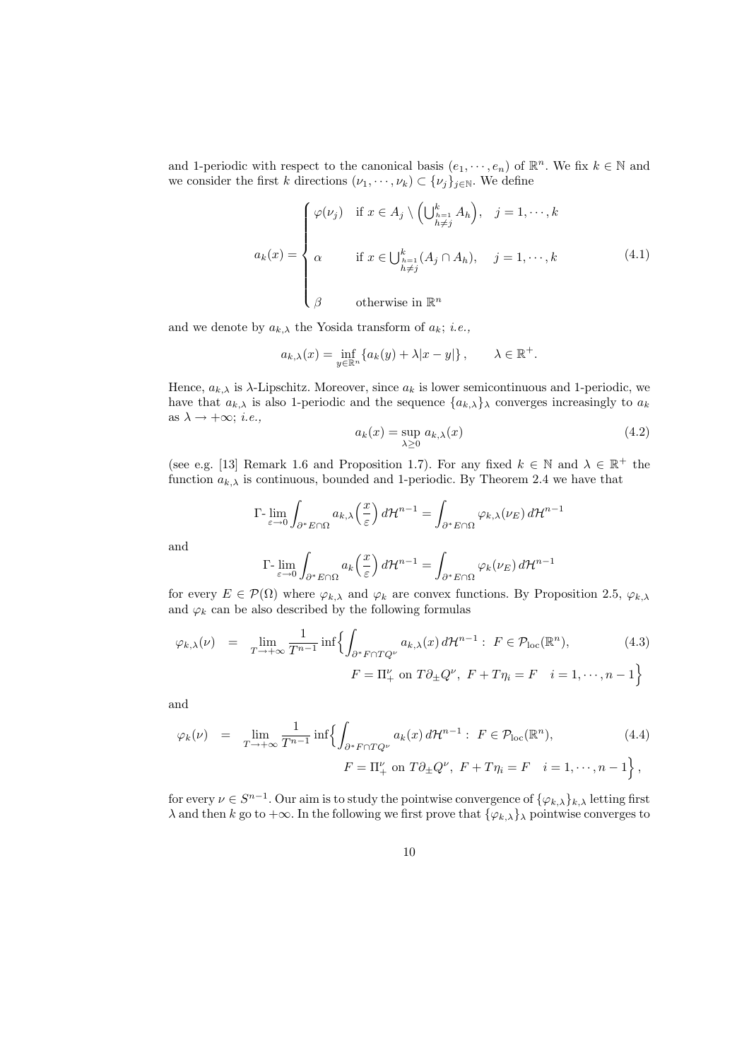and 1-periodic with respect to the canonical basis $(e_1, \cdots, e_n)$ of $\mathbb{R}^n$. We fix $k \in \mathbb{N}$ and we consider the first $k$ directions $(\nu_1, \cdots, \nu_k) \subset \{\nu_j\}_{j\in\mathbb{N}}$. We define

$$a_k(x) = \begin{cases} \varphi(\nu_j) & \text{if } x \in A_j \setminus \Big(\bigcup_{\substack{h=1 \\ h\neq j}}^k A_h\Big), \quad j = 1, \cdots, k \\ \\ \alpha & \text{if } x \in \bigcup_{\substack{h=1 \\ h\neq j}}^k (A_j \cap A_h), \quad j = 1, \cdots, k \\ \\ \beta & \text{otherwise in } \mathbb{R}^n \end{cases} \tag{4.1}$$

and we denote by $a_{k,\lambda}$ the Yosida transform of $a_k$; *i.e.*,

$$a_{k,\lambda}(x) = \inf_{y\in\mathbb{R}^n} \{a_k(y) + \lambda|x-y|\}, \qquad \lambda \in \mathbb{R}^+.$$

Hence, $a_{k,\lambda}$ is $\lambda$-Lipschitz. Moreover, since $a_k$ is lower semicontinuous and 1-periodic, we have that $a_{k,\lambda}$ is also 1-periodic and the sequence $\{a_{k,\lambda}\}_\lambda$ converges increasingly to $a_k$ as $\lambda \to +\infty$; *i.e.*,

$$a_k(x) = \sup_{\lambda\geq 0} a_{k,\lambda}(x) \tag{4.2}$$

(see e.g. [13] Remark 1.6 and Proposition 1.7). For any fixed $k \in \mathbb{N}$ and $\lambda \in \mathbb{R}^+$ the function $a_{k,\lambda}$ is continuous, bounded and 1-periodic. By Theorem 2.4 we have that

$$\Gamma\text{-}\lim_{\varepsilon\to 0} \int_{\partial^* E\cap\Omega} a_{k,\lambda}\Big(\frac{x}{\varepsilon}\Big)\, d\mathcal{H}^{n-1} = \int_{\partial^* E\cap\Omega} \varphi_{k,\lambda}(\nu_E)\, d\mathcal{H}^{n-1}$$

and

$$\Gamma\text{-}\lim_{\varepsilon\to 0} \int_{\partial^* E\cap\Omega} a_k\Big(\frac{x}{\varepsilon}\Big)\, d\mathcal{H}^{n-1} = \int_{\partial^* E\cap\Omega} \varphi_k(\nu_E)\, d\mathcal{H}^{n-1}$$

for every $E \in \mathcal{P}(\Omega)$ where $\varphi_{k,\lambda}$ and $\varphi_k$ are convex functions. By Proposition 2.5, $\varphi_{k,\lambda}$ and $\varphi_k$ can be also described by the following formulas

$$\begin{aligned} \varphi_{k,\lambda}(\nu) \;=\; \lim_{T\to+\infty} \frac{1}{T^{n-1}} \inf\Big\{ &\int_{\partial^* F\cap TQ^\nu} a_{k,\lambda}(x)\, d\mathcal{H}^{n-1} :\ F \in \mathcal{P}_{\rm loc}(\mathbb{R}^n), \\ &F = \Pi_+^\nu \text{ on } T\partial_\pm Q^\nu,\ F + T\eta_i = F \quad i = 1, \cdots, n-1 \Big\} \end{aligned} \tag{4.3}$$

and

$$\begin{aligned} \varphi_k(\nu) \;=\; \lim_{T\to+\infty} \frac{1}{T^{n-1}} \inf\Big\{ &\int_{\partial^* F\cap TQ^\nu} a_k(x)\, d\mathcal{H}^{n-1} :\ F \in \mathcal{P}_{\rm loc}(\mathbb{R}^n), \\ &F = \Pi_+^\nu \text{ on } T\partial_\pm Q^\nu,\ F + T\eta_i = F \quad i = 1, \cdots, n-1 \Big\}, \end{aligned} \tag{4.4}$$

for every $\nu \in S^{n-1}$. Our aim is to study the pointwise convergence of $\{\varphi_{k,\lambda}\}_{k,\lambda}$ letting first $\lambda$ and then $k$ go to $+\infty$. In the following we first prove that $\{\varphi_{k,\lambda}\}_\lambda$ pointwise converges to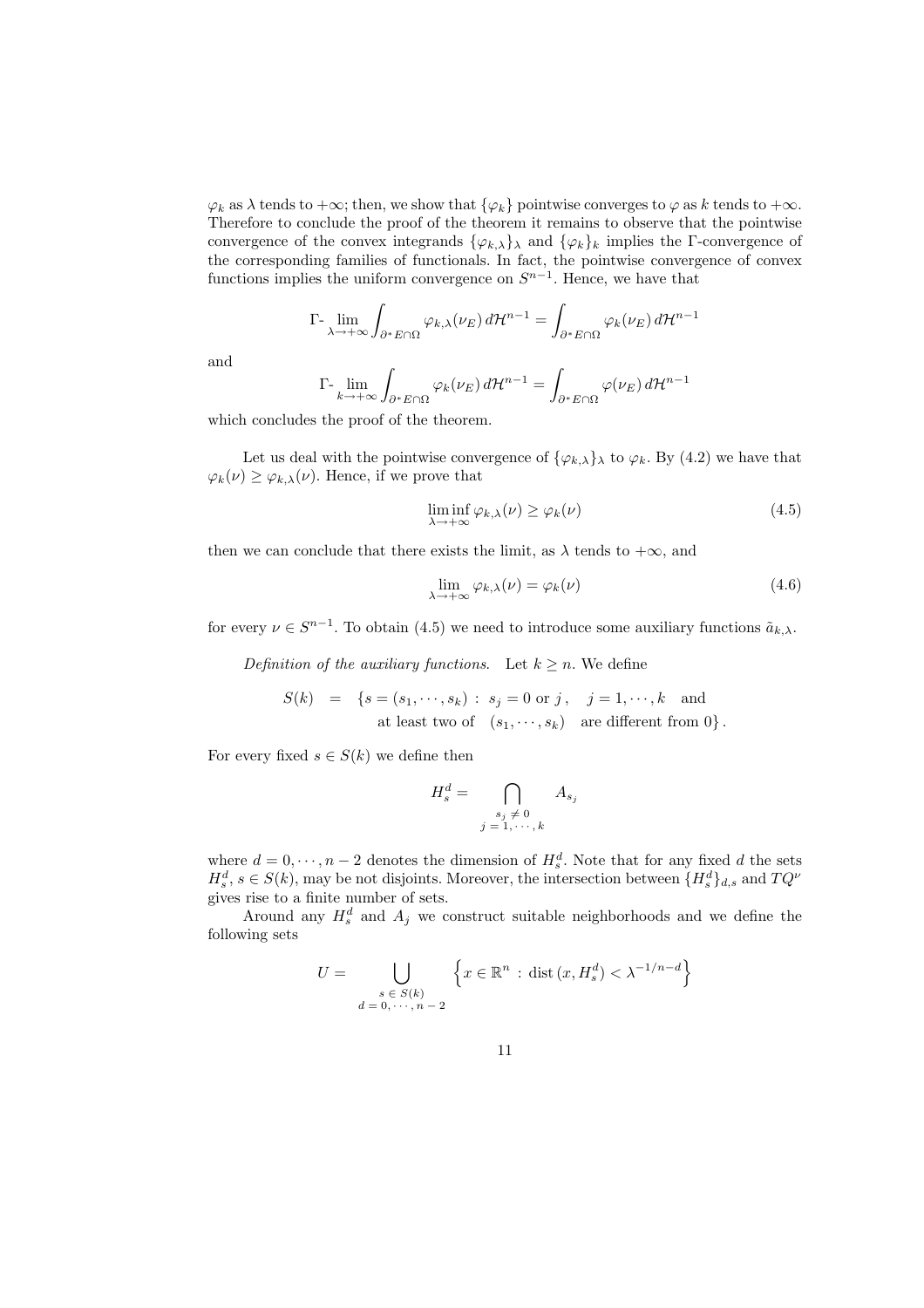$\varphi_k$ as $\lambda$ tends to $+\infty$; then, we show that $\{\varphi_k\}$ pointwise converges to $\varphi$ as $k$ tends to $+\infty$. Therefore to conclude the proof of the theorem it remains to observe that the pointwise convergence of the convex integrands $\{\varphi_{k,\lambda}\}_\lambda$ and $\{\varphi_k\}_k$ implies the $\Gamma$-convergence of the corresponding families of functionals. In fact, the pointwise convergence of convex functions implies the uniform convergence on $S^{n-1}$. Hence, we have that

$$\Gamma\text{-}\lim_{\lambda\to+\infty}\int_{\partial^* E\cap\Omega}\varphi_{k,\lambda}(\nu_E)\,d\mathcal{H}^{n-1}=\int_{\partial^* E\cap\Omega}\varphi_k(\nu_E)\,d\mathcal{H}^{n-1}$$

and

$$\Gamma\text{-}\lim_{k\to+\infty}\int_{\partial^* E\cap\Omega}\varphi_k(\nu_E)\,d\mathcal{H}^{n-1}=\int_{\partial^* E\cap\Omega}\varphi(\nu_E)\,d\mathcal{H}^{n-1}$$

which concludes the proof of the theorem.

Let us deal with the pointwise convergence of $\{\varphi_{k,\lambda}\}_\lambda$ to $\varphi_k$. By (4.2) we have that $\varphi_k(\nu)\geq\varphi_{k,\lambda}(\nu)$. Hence, if we prove that

$$\liminf_{\lambda\to+\infty}\varphi_{k,\lambda}(\nu)\geq\varphi_k(\nu) \tag{4.5}$$

then we can conclude that there exists the limit, as $\lambda$ tends to $+\infty$, and

$$\lim_{\lambda\to+\infty}\varphi_{k,\lambda}(\nu)=\varphi_k(\nu) \tag{4.6}$$

for every $\nu\in S^{n-1}$. To obtain (4.5) we need to introduce some auxiliary functions $\tilde{a}_{k,\lambda}$.

*Definition of the auxiliary functions.* Let $k\geq n$. We define

$$\begin{aligned} S(k) \;=\; \{s=(s_1,\cdots,s_k)\,:\; & s_j=0 \text{ or } j,\quad j=1,\cdots,k \quad\text{and} \\ & \text{at least two of}\quad (s_1,\cdots,s_k)\quad\text{are different from } 0\}\,. \end{aligned}$$

For every fixed $s\in S(k)$ we define then

$$H_s^d=\bigcap_{\substack{s_j\neq 0\\ j=1,\cdots,k}}A_{s_j}$$

where $d=0,\cdots,n-2$ denotes the dimension of $H_s^d$. Note that for any fixed $d$ the sets $H_s^d$, $s\in S(k)$, may be not disjoints. Moreover, the intersection between $\{H_s^d\}_{d,s}$ and $TQ^\nu$ gives rise to a finite number of sets.

Around any $H_s^d$ and $A_j$ we construct suitable neighborhoods and we define the following sets

$$U=\bigcup_{\substack{s\,\in\,S(k)\\ d\,=\,0,\cdots,n-2}}\left\{x\in\mathbb{R}^n\,:\,\operatorname{dist}(x,H_s^d)<\lambda^{-1/n-d}\right\}$$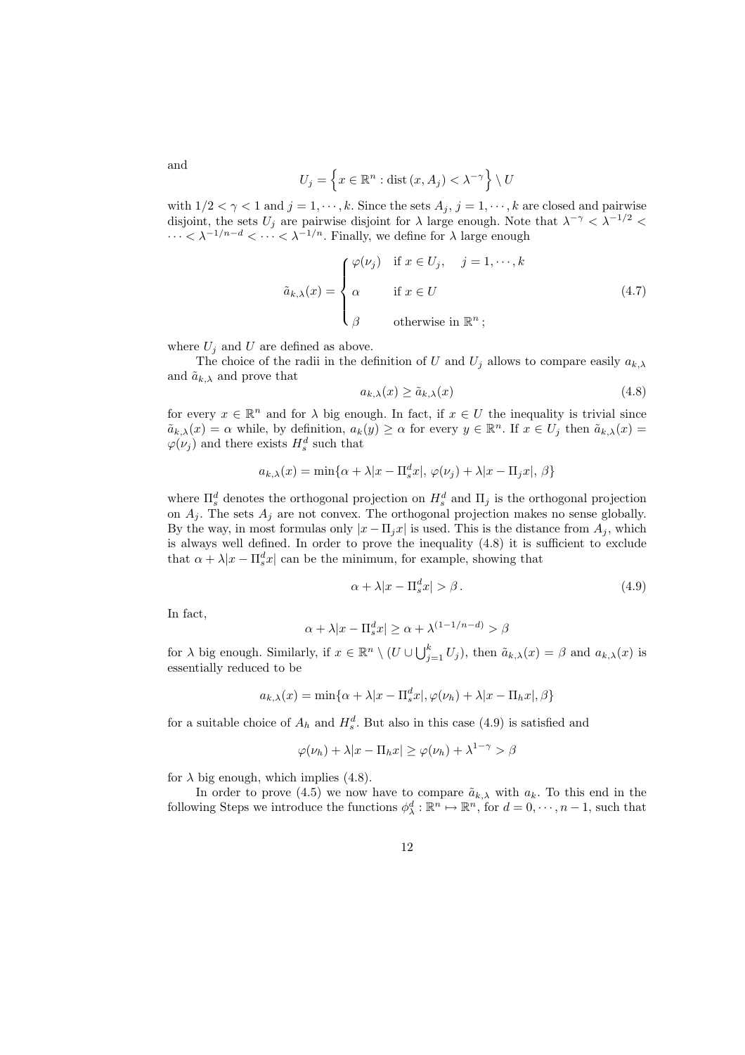and

$$U_j = \left\{ x \in \mathbb{R}^n : \mathrm{dist}\,(x, A_j) < \lambda^{-\gamma} \right\} \setminus U$$

with $1/2 < \gamma < 1$ and $j = 1, \cdots, k$. Since the sets $A_j$, $j = 1, \cdots, k$ are closed and pairwise disjoint, the sets $U_j$ are pairwise disjoint for $\lambda$ large enough. Note that $\lambda^{-\gamma} < \lambda^{-1/2} < \cdots < \lambda^{-1/n-d} < \cdots < \lambda^{-1/n}$. Finally, we define for $\lambda$ large enough

$$\tilde{a}_{k,\lambda}(x) = \begin{cases} \varphi(\nu_j) & \text{if } x \in U_j, \quad j = 1, \cdots, k \\ \alpha & \text{if } x \in U \\ \beta & \text{otherwise in } \mathbb{R}^n\,; \end{cases} \tag{4.7}$$

where $U_j$ and $U$ are defined as above.

The choice of the radii in the definition of $U$ and $U_j$ allows to compare easily $a_{k,\lambda}$ and $\tilde{a}_{k,\lambda}$ and prove that

$$a_{k,\lambda}(x) \geq \tilde{a}_{k,\lambda}(x) \tag{4.8}$$

for every $x \in \mathbb{R}^n$ and for $\lambda$ big enough. In fact, if $x \in U$ the inequality is trivial since $\tilde{a}_{k,\lambda}(x) = \alpha$ while, by definition, $a_k(y) \geq \alpha$ for every $y \in \mathbb{R}^n$. If $x \in U_j$ then $\tilde{a}_{k,\lambda}(x) = \varphi(\nu_j)$ and there exists $H_s^d$ such that

$$a_{k,\lambda}(x) = \min\{\alpha + \lambda|x - \Pi_s^d x|,\, \varphi(\nu_j) + \lambda|x - \Pi_j x|,\, \beta\}$$

where $\Pi_s^d$ denotes the orthogonal projection on $H_s^d$ and $\Pi_j$ is the orthogonal projection on $A_j$. The sets $A_j$ are not convex. The orthogonal projection makes no sense globally. By the way, in most formulas only $|x - \Pi_j x|$ is used. This is the distance from $A_j$, which is always well defined. In order to prove the inequality (4.8) it is sufficient to exclude that $\alpha + \lambda|x - \Pi_s^d x|$ can be the minimum, for example, showing that

$$\alpha + \lambda|x - \Pi_s^d x| > \beta\,. \tag{4.9}$$

In fact,

$$\alpha + \lambda|x - \Pi_s^d x| \geq \alpha + \lambda^{(1-1/n-d)} > \beta$$

for $\lambda$ big enough. Similarly, if $x \in \mathbb{R}^n \setminus (U \cup \bigcup_{j=1}^k U_j)$, then $\tilde{a}_{k,\lambda}(x) = \beta$ and $a_{k,\lambda}(x)$ is essentially reduced to be

$$a_{k,\lambda}(x) = \min\{\alpha + \lambda|x - \Pi_s^d x|, \varphi(\nu_h) + \lambda|x - \Pi_h x|, \beta\}$$

for a suitable choice of $A_h$ and $H_s^d$. But also in this case (4.9) is satisfied and

$$\varphi(\nu_h) + \lambda|x - \Pi_h x| \geq \varphi(\nu_h) + \lambda^{1-\gamma} > \beta$$

for $\lambda$ big enough, which implies (4.8).

In order to prove (4.5) we now have to compare $\tilde{a}_{k,\lambda}$ with $a_k$. To this end in the following Steps we introduce the functions $\phi_\lambda^d : \mathbb{R}^n \mapsto \mathbb{R}^n$, for $d = 0, \cdots, n-1$, such that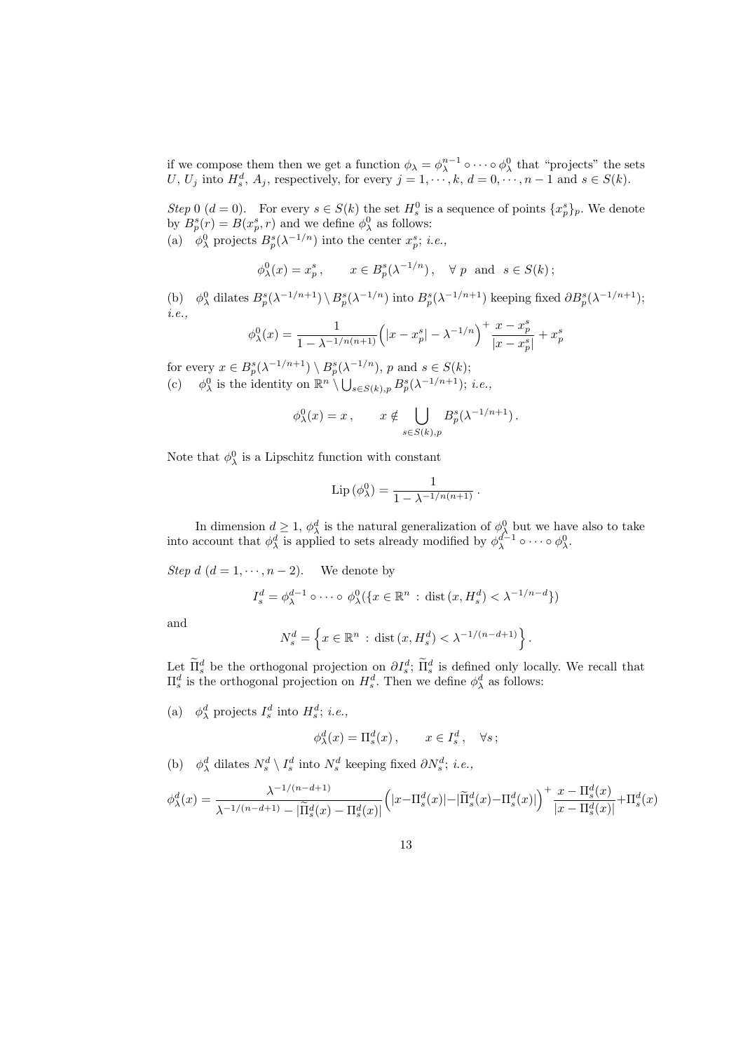if we compose them then we get a function $\phi_\lambda = \phi_\lambda^{n-1} \circ \cdots \circ \phi_\lambda^0$ that "projects" the sets $U$, $U_j$ into $H_s^d$, $A_j$, respectively, for every $j = 1, \cdots, k$, $d = 0, \cdots, n-1$ and $s \in S(k)$.

*Step* 0 ($d = 0$). For every $s \in S(k)$ the set $H_s^0$ is a sequence of points $\{x_p^s\}_p$. We denote by $B_p^s(r) = B(x_p^s, r)$ and we define $\phi_\lambda^0$ as follows:
(a) $\phi_\lambda^0$ projects $B_p^s(\lambda^{-1/n})$ into the center $x_p^s$; *i.e.*,

$$\phi_\lambda^0(x) = x_p^s\,, \qquad x \in B_p^s(\lambda^{-1/n})\,, \quad \forall\ p \ \text{ and } \ s \in S(k)\,;$$

(b) $\phi_\lambda^0$ dilates $B_p^s(\lambda^{-1/n+1}) \setminus B_p^s(\lambda^{-1/n})$ into $B_p^s(\lambda^{-1/n+1})$ keeping fixed $\partial B_p^s(\lambda^{-1/n+1})$; *i.e.*,

$$\phi_\lambda^0(x) = \frac{1}{1 - \lambda^{-1/n(n+1)}}\Big(|x - x_p^s| - \lambda^{-1/n}\Big)^+ \frac{x - x_p^s}{|x - x_p^s|} + x_p^s$$

for every $x \in B_p^s(\lambda^{-1/n+1}) \setminus B_p^s(\lambda^{-1/n})$, $p$ and $s \in S(k)$;
(c) $\phi_\lambda^0$ is the identity on $\mathbb{R}^n \setminus \bigcup_{s \in S(k), p} B_p^s(\lambda^{-1/n+1})$; *i.e.*,

$$\phi_\lambda^0(x) = x\,, \qquad x \notin \bigcup_{s \in S(k), p} B_p^s(\lambda^{-1/n+1})\,.$$

Note that $\phi_\lambda^0$ is a Lipschitz function with constant

$$\mathrm{Lip}\,(\phi_\lambda^0) = \frac{1}{1 - \lambda^{-1/n(n+1)}}\,.$$

In dimension $d \geq 1$, $\phi_\lambda^d$ is the natural generalization of $\phi_\lambda^0$ but we have also to take into account that $\phi_\lambda^d$ is applied to sets already modified by $\phi_\lambda^{d-1} \circ \cdots \circ \phi_\lambda^0$.

*Step* $d$ ($d = 1, \cdots, n-2$). We denote by

$$I_s^d = \phi_\lambda^{d-1} \circ \cdots \circ \phi_\lambda^0(\{x \in \mathbb{R}^n \,:\, \mathrm{dist}\,(x, H_s^d) < \lambda^{-1/n-d}\})$$

and

$$N_s^d = \Big\{x \in \mathbb{R}^n \,:\, \mathrm{dist}\,(x, H_s^d) < \lambda^{-1/(n-d+1)}\Big\}\,.$$

Let $\widetilde{\Pi}_s^d$ be the orthogonal projection on $\partial I_s^d$; $\widetilde{\Pi}_s^d$ is defined only locally. We recall that $\Pi_s^d$ is the orthogonal projection on $H_s^d$. Then we define $\phi_\lambda^d$ as follows:

(a) $\phi_\lambda^d$ projects $I_s^d$ into $H_s^d$; *i.e.*,

$$\phi_\lambda^d(x) = \Pi_s^d(x)\,, \qquad x \in I_s^d\,, \quad \forall s\,;$$

(b) $\phi_\lambda^d$ dilates $N_s^d \setminus I_s^d$ into $N_s^d$ keeping fixed $\partial N_s^d$; *i.e.*,

$$\phi_\lambda^d(x) = \frac{\lambda^{-1/(n-d+1)}}{\lambda^{-1/(n-d+1)} - |\widetilde{\Pi}_s^d(x) - \Pi_s^d(x)|}\Big(|x - \Pi_s^d(x)| - |\widetilde{\Pi}_s^d(x) - \Pi_s^d(x)|\Big)^+ \frac{x - \Pi_s^d(x)}{|x - \Pi_s^d(x)|} + \Pi_s^d(x)$$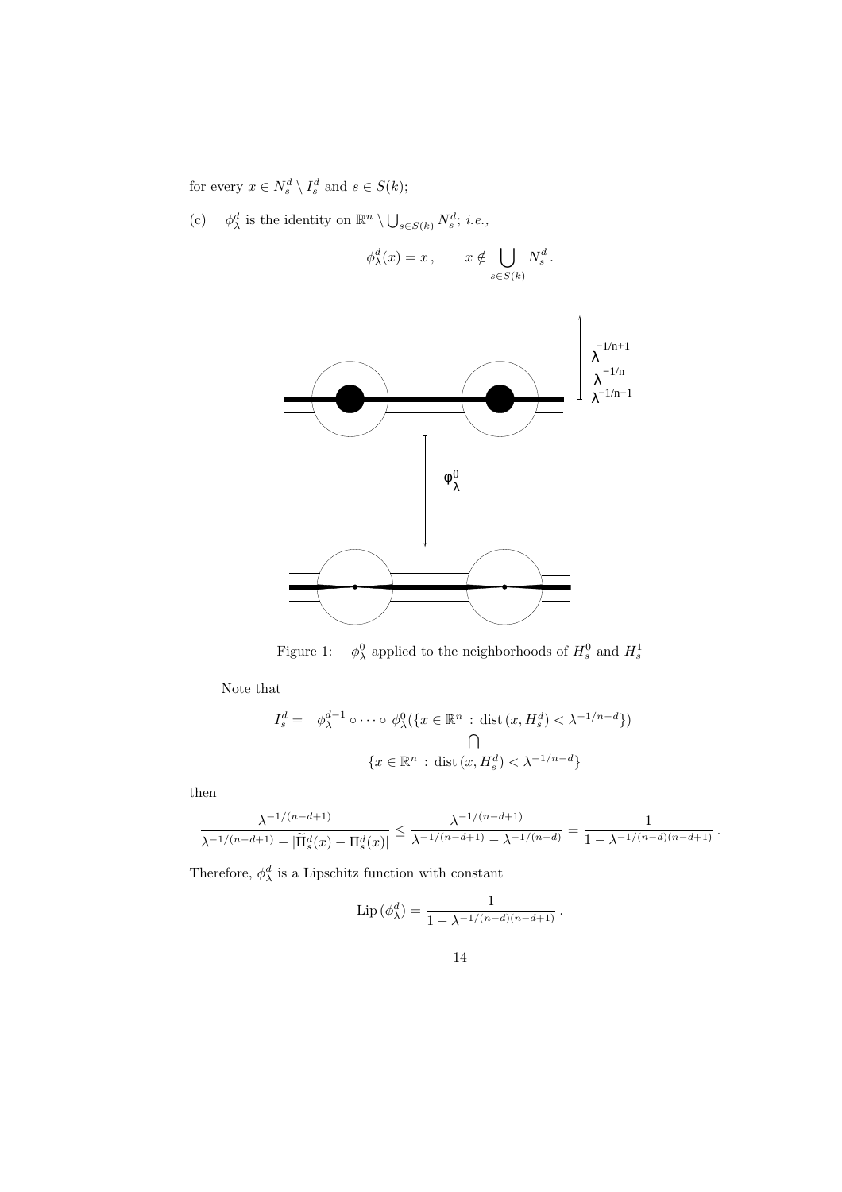for every $x \in N_s^d \setminus I_s^d$ and $s \in S(k)$;

(c) $\phi_\lambda^d$ is the identity on $\mathbb{R}^n \setminus \bigcup_{s\in S(k)} N_s^d$; *i.e.,*

$$\phi_\lambda^d(x) = x\,, \qquad x \notin \bigcup_{s\in S(k)} N_s^d\,.$$

Figure 1: $\phi_\lambda^0$ applied to the neighborhoods of $H_s^0$ and $H_s^1$

Note that

$$I_s^d = \phi_\lambda^{d-1}\circ\cdots\circ\phi_\lambda^0(\{x\in\mathbb{R}^n\,:\,\mathrm{dist}\,(x,H_s^d)<\lambda^{-1/n-d}\}) \\ \bigcap \\ \{x\in\mathbb{R}^n\,:\,\mathrm{dist}\,(x,H_s^d)<\lambda^{-1/n-d}\}$$

then

$$\frac{\lambda^{-1/(n-d+1)}}{\lambda^{-1/(n-d+1)}-|\widetilde{\Pi}_s^d(x)-\Pi_s^d(x)|}\le\frac{\lambda^{-1/(n-d+1)}}{\lambda^{-1/(n-d+1)}-\lambda^{-1/(n-d)}}=\frac{1}{1-\lambda^{-1/(n-d)(n-d+1)}}\,.$$

Therefore, $\phi_\lambda^d$ is a Lipschitz function with constant

$$\mathrm{Lip}\,(\phi_\lambda^d)=\frac{1}{1-\lambda^{-1/(n-d)(n-d+1)}}\,.$$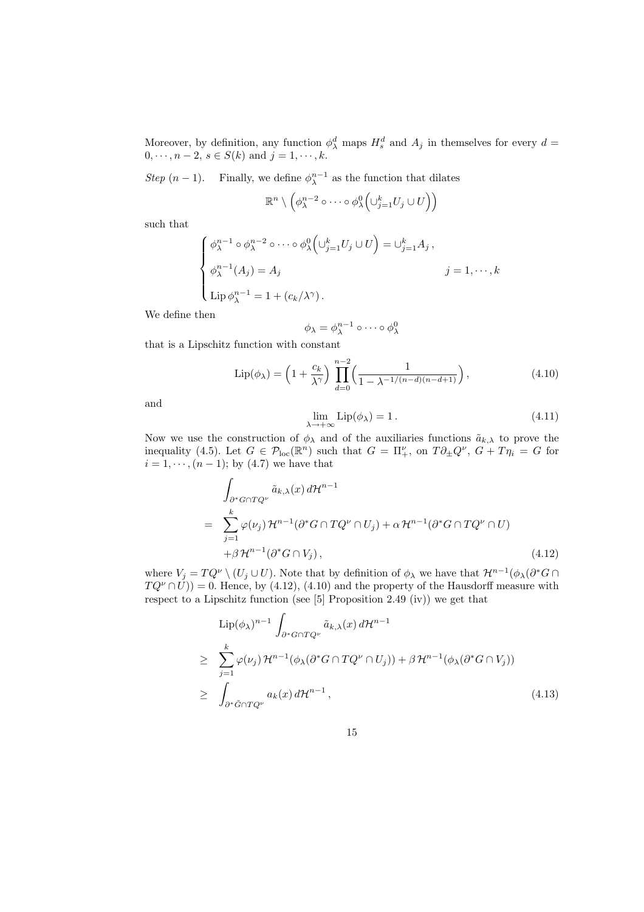Moreover, by definition, any function $\phi_\lambda^d$ maps $H_s^d$ and $A_j$ in themselves for every $d = 0, \cdots, n-2$, $s \in S(k)$ and $j = 1, \cdots, k$.

*Step* $(n-1)$. Finally, we define $\phi_\lambda^{n-1}$ as the function that dilates

$$\mathbb{R}^n \setminus \Big(\phi_\lambda^{n-2} \circ \cdots \circ \phi_\lambda^0 \Big(\cup_{j=1}^k U_j \cup U\Big)\Big)$$

such that

$$\begin{cases} \phi_\lambda^{n-1} \circ \phi_\lambda^{n-2} \circ \cdots \circ \phi_\lambda^0 \Big(\cup_{j=1}^k U_j \cup U\Big) = \cup_{j=1}^k A_j \,, \\ \phi_\lambda^{n-1}(A_j) = A_j & j = 1, \cdots, k \\ \operatorname{Lip} \phi_\lambda^{n-1} = 1 + (c_k/\lambda^\gamma) \,. \end{cases}$$

We define then

$$\phi_\lambda = \phi_\lambda^{n-1} \circ \cdots \circ \phi_\lambda^0$$

that is a Lipschitz function with constant

$$\operatorname{Lip}(\phi_\lambda) = \Big(1 + \frac{c_k}{\lambda^\gamma}\Big) \prod_{d=0}^{n-2} \Big(\frac{1}{1 - \lambda^{-1/(n-d)(n-d+1)}}\Big) \,, \tag{4.10}$$

and

$$\lim_{\lambda \to +\infty} \operatorname{Lip}(\phi_\lambda) = 1 \,. \tag{4.11}$$

Now we use the construction of $\phi_\lambda$ and of the auxiliaries functions $\tilde{a}_{k,\lambda}$ to prove the inequality (4.5). Let $G \in \mathcal{P}_{\text{loc}}(\mathbb{R}^n)$ such that $G = \Pi_+^\nu$, on $T\partial_\pm Q^\nu$, $G + T\eta_i = G$ for $i = 1, \cdots, (n-1)$; by (4.7) we have that

$$\begin{aligned} &\int_{\partial^* G \cap TQ^\nu} \tilde{a}_{k,\lambda}(x)\, d\mathcal{H}^{n-1} \\ = \;& \sum_{j=1}^k \varphi(\nu_j)\, \mathcal{H}^{n-1}(\partial^* G \cap TQ^\nu \cap U_j) + \alpha\, \mathcal{H}^{n-1}(\partial^* G \cap TQ^\nu \cap U) \\ &+ \beta\, \mathcal{H}^{n-1}(\partial^* G \cap V_j) \,, \end{aligned} \tag{4.12}$$

where $V_j = TQ^\nu \setminus (U_j \cup U)$. Note that by definition of $\phi_\lambda$ we have that $\mathcal{H}^{n-1}(\phi_\lambda(\partial^* G \cap TQ^\nu \cap U)) = 0$. Hence, by (4.12), (4.10) and the property of the Hausdorff measure with respect to a Lipschitz function (see [5] Proposition 2.49 (iv)) we get that

$$\begin{aligned} &\operatorname{Lip}(\phi_\lambda)^{n-1} \int_{\partial^* G \cap TQ^\nu} \tilde{a}_{k,\lambda}(x)\, d\mathcal{H}^{n-1} \\ \geq \;& \sum_{j=1}^k \varphi(\nu_j)\, \mathcal{H}^{n-1}(\phi_\lambda(\partial^* G \cap TQ^\nu \cap U_j)) + \beta\, \mathcal{H}^{n-1}(\phi_\lambda(\partial^* G \cap V_j)) \\ \geq \;& \int_{\partial^* \tilde{G} \cap TQ^\nu} a_k(x)\, d\mathcal{H}^{n-1} \,, \end{aligned} \tag{4.13}$$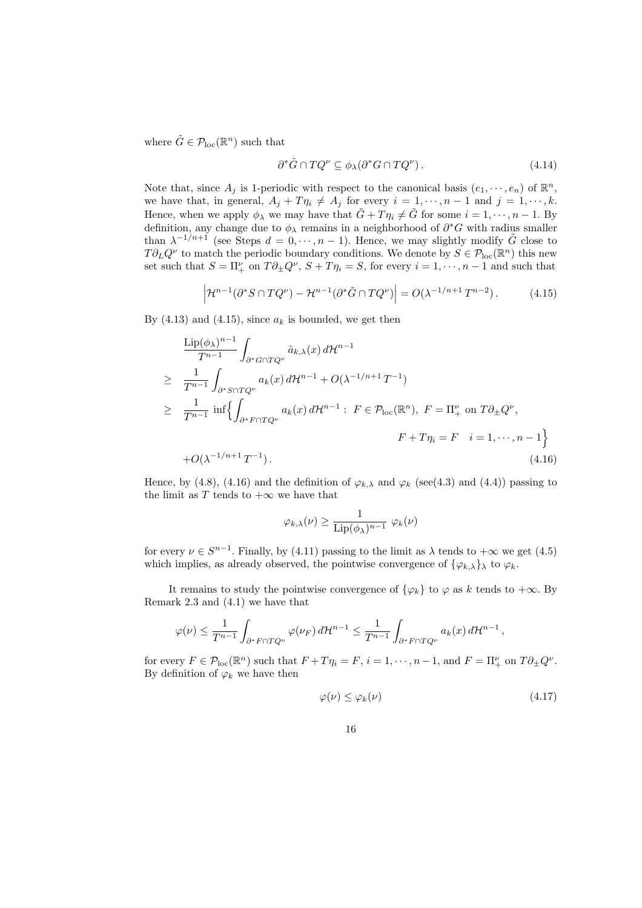where $\tilde{G} \in \mathcal{P}_{\rm loc}(\mathbb{R}^n)$ such that

$$\partial^* \tilde{G} \cap TQ^\nu \subseteq \phi_\lambda(\partial^* G \cap TQ^\nu)\,. \tag{4.14}$$

Note that, since $A_j$ is 1-periodic with respect to the canonical basis $(e_1, \cdots, e_n)$ of $\mathbb{R}^n$, we have that, in general, $A_j + T\eta_i \neq A_j$ for every $i = 1, \cdots, n-1$ and $j = 1, \cdots, k$. Hence, when we apply $\phi_\lambda$ we may have that $\tilde{G} + T\eta_i \neq \tilde{G}$ for some $i = 1, \cdots, n-1$. By definition, any change due to $\phi_\lambda$ remains in a neighborhood of $\partial^* G$ with radius smaller than $\lambda^{-1/n+1}$ (see Steps $d = 0, \cdots, n-1$). Hence, we may slightly modify $\tilde{G}$ close to $T\partial_L Q^\nu$ to match the periodic boundary conditions. We denote by $S \in \mathcal{P}_{\rm loc}(\mathbb{R}^n)$ this new set such that $S = \Pi^\nu_+$ on $T\partial_\pm Q^\nu$, $S + T\eta_i = S$, for every $i = 1, \cdots, n-1$ and such that

$$\left| \mathcal{H}^{n-1}(\partial^* S \cap TQ^\nu) - \mathcal{H}^{n-1}(\partial^* \tilde{G} \cap TQ^\nu) \right| = O(\lambda^{-1/n+1}\, T^{n-2})\,. \tag{4.15}$$

By (4.13) and (4.15), since $a_k$ is bounded, we get then

$$\begin{aligned}
&\frac{{\rm Lip}(\phi_\lambda)^{n-1}}{T^{n-1}} \int_{\partial^* G \cap TQ^\nu} \tilde{a}_{k,\lambda}(x)\, d\mathcal{H}^{n-1} \\
\geq\ & \frac{1}{T^{n-1}} \int_{\partial^* S \cap TQ^\nu} a_k(x)\, d\mathcal{H}^{n-1} + O(\lambda^{-1/n+1}\, T^{-1}) \\
\geq\ & \frac{1}{T^{n-1}} \inf\Big\{ \int_{\partial^* F \cap TQ^\nu} a_k(x)\, d\mathcal{H}^{n-1} :\ F \in \mathcal{P}_{\rm loc}(\mathbb{R}^n),\ F = \Pi^\nu_+ \text{ on } T\partial_\pm Q^\nu, \\
& \qquad\qquad\qquad\qquad\qquad\qquad\qquad\qquad F + T\eta_i = F \quad i = 1, \cdots, n-1 \Big\} \\
& + O(\lambda^{-1/n+1}\, T^{-1})\,.
\end{aligned} \tag{4.16}$$

Hence, by (4.8), (4.16) and the definition of $\varphi_{k,\lambda}$ and $\varphi_k$ (see(4.3) and (4.4)) passing to the limit as $T$ tends to $+\infty$ we have that

$$\varphi_{k,\lambda}(\nu) \geq \frac{1}{{\rm Lip}(\phi_\lambda)^{n-1}}\ \varphi_k(\nu)$$

for every $\nu \in S^{n-1}$. Finally, by (4.11) passing to the limit as $\lambda$ tends to $+\infty$ we get (4.5) which implies, as already observed, the pointwise convergence of $\{\varphi_{k,\lambda}\}_\lambda$ to $\varphi_k$.

It remains to study the pointwise convergence of $\{\varphi_k\}$ to $\varphi$ as $k$ tends to $+\infty$. By Remark 2.3 and (4.1) we have that

$$\varphi(\nu) \leq \frac{1}{T^{n-1}} \int_{\partial^* F \cap TQ^\nu} \varphi(\nu_F)\, d\mathcal{H}^{n-1} \leq \frac{1}{T^{n-1}} \int_{\partial^* F \cap TQ^\nu} a_k(x)\, d\mathcal{H}^{n-1}\,,$$

for every $F \in \mathcal{P}_{\rm loc}(\mathbb{R}^n)$ such that $F + T\eta_i = F$, $i = 1, \cdots, n-1$, and $F = \Pi^\nu_+$ on $T\partial_\pm Q^\nu$. By definition of $\varphi_k$ we have then

$$\varphi(\nu) \leq \varphi_k(\nu) \tag{4.17}$$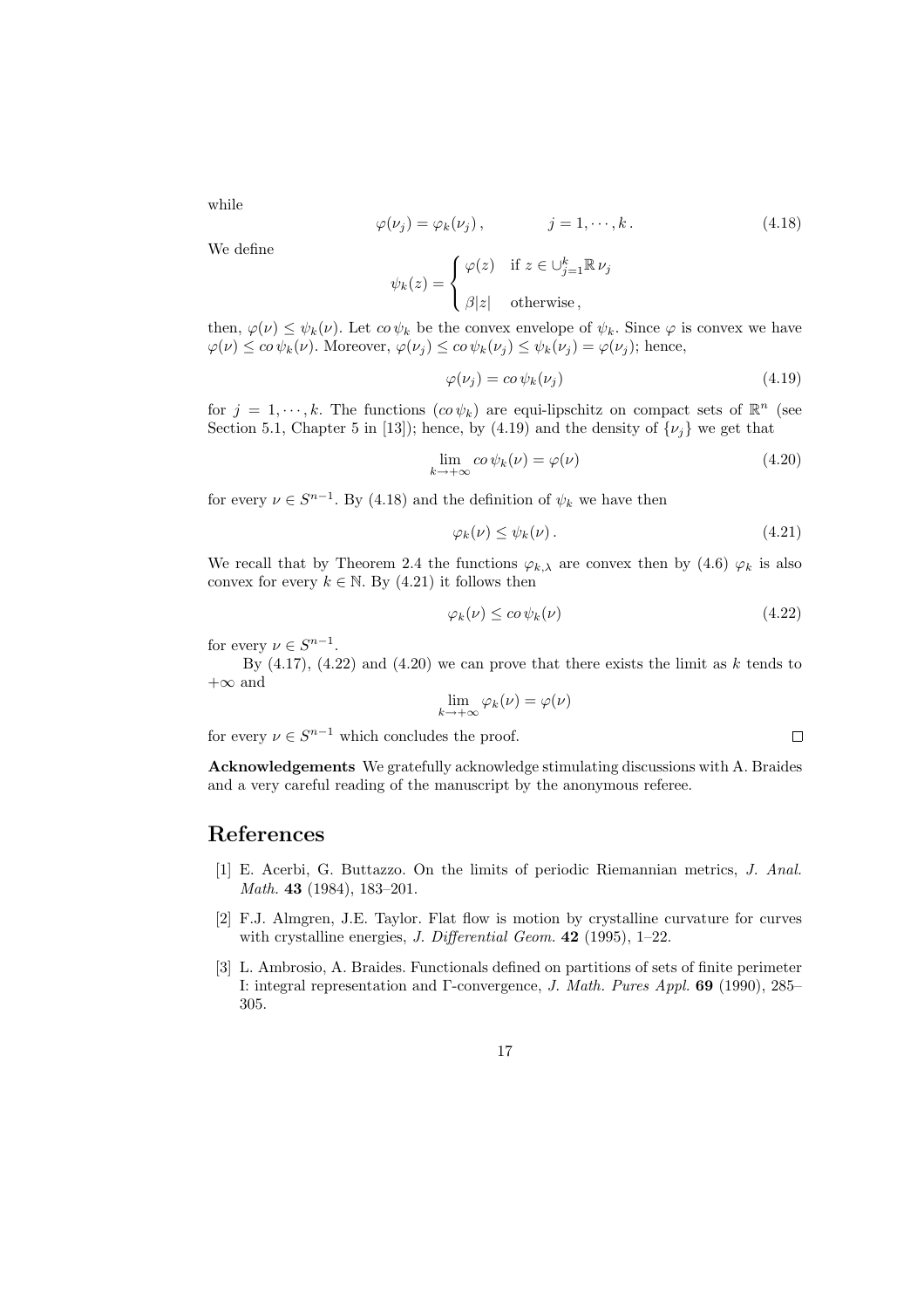while

$$\varphi(\nu_j) = \varphi_k(\nu_j)\,, \qquad\qquad j = 1, \cdots, k\,. \tag{4.18}$$

We define

$$\psi_k(z) = \begin{cases} \varphi(z) & \text{if } z \in \cup_{j=1}^{k} \mathbb{R}\,\nu_j \\ \\ \beta|z| & \text{otherwise}\,, \end{cases}$$

then, $\varphi(\nu) \le \psi_k(\nu)$. Let $co\,\psi_k$ be the convex envelope of $\psi_k$. Since $\varphi$ is convex we have $\varphi(\nu) \le co\,\psi_k(\nu)$. Moreover, $\varphi(\nu_j) \le co\,\psi_k(\nu_j) \le \psi_k(\nu_j) = \varphi(\nu_j)$; hence,

$$\varphi(\nu_j) = co\,\psi_k(\nu_j) \tag{4.19}$$

for $j = 1, \cdots, k$. The functions $(co\,\psi_k)$ are equi-lipschitz on compact sets of $\mathbb{R}^n$ (see Section 5.1, Chapter 5 in [13]); hence, by (4.19) and the density of $\{\nu_j\}$ we get that

$$\lim_{k \to +\infty} co\,\psi_k(\nu) = \varphi(\nu) \tag{4.20}$$

for every $\nu \in S^{n-1}$. By (4.18) and the definition of $\psi_k$ we have then

$$\varphi_k(\nu) \le \psi_k(\nu)\,. \tag{4.21}$$

We recall that by Theorem 2.4 the functions $\varphi_{k,\lambda}$ are convex then by (4.6) $\varphi_k$ is also convex for every $k \in \mathbb{N}$. By (4.21) it follows then

$$\varphi_k(\nu) \le co\,\psi_k(\nu) \tag{4.22}$$

for every $\nu \in S^{n-1}$.

By (4.17), (4.22) and (4.20) we can prove that there exists the limit as $k$ tends to $+\infty$ and

$$\lim_{k \to +\infty} \varphi_k(\nu) = \varphi(\nu)$$

for every $\nu \in S^{n-1}$ which concludes the proof. $\square$

**Acknowledgements** We gratefully acknowledge stimulating discussions with A. Braides and a very careful reading of the manuscript by the anonymous referee.

# References

[1] E. Acerbi, G. Buttazzo. On the limits of periodic Riemannian metrics, *J. Anal. Math.* **43** (1984), 183–201.

[2] F.J. Almgren, J.E. Taylor. Flat flow is motion by crystalline curvature for curves with crystalline energies, *J. Differential Geom.* **42** (1995), 1–22.

[3] L. Ambrosio, A. Braides. Functionals defined on partitions of sets of finite perimeter I: integral representation and Γ-convergence, *J. Math. Pures Appl.* **69** (1990), 285–305.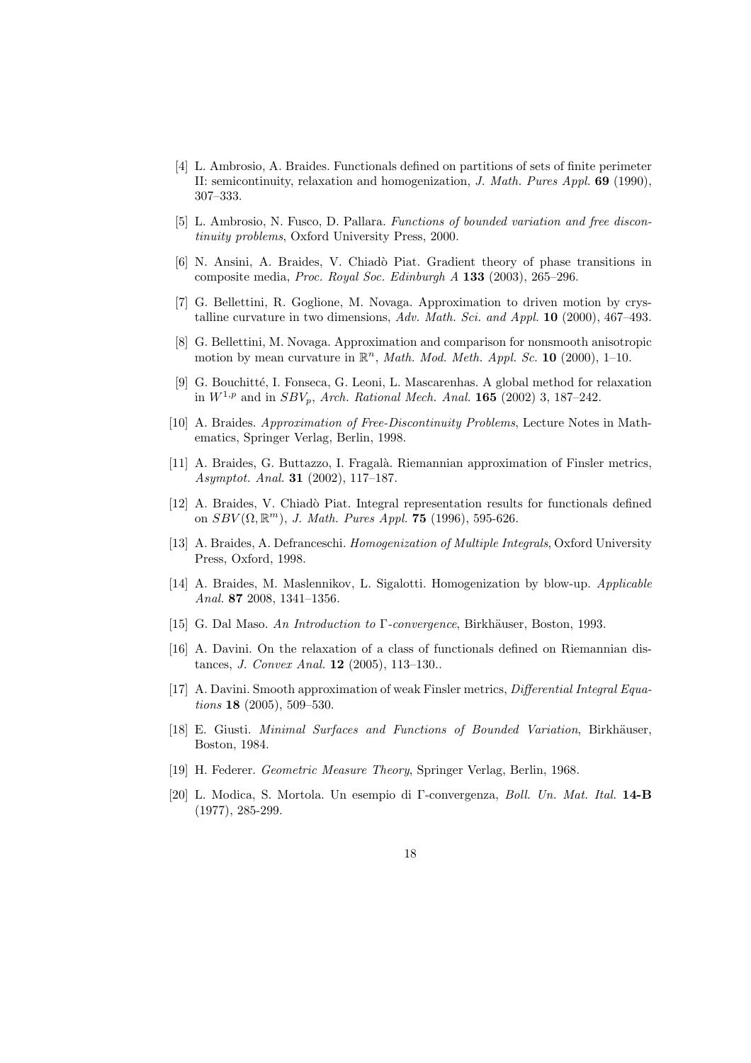[4] L. Ambrosio, A. Braides. Functionals defined on partitions of sets of finite perimeter II: semicontinuity, relaxation and homogenization, *J. Math. Pures Appl.* **69** (1990), 307–333.

[5] L. Ambrosio, N. Fusco, D. Pallara. *Functions of bounded variation and free discontinuity problems*, Oxford University Press, 2000.

[6] N. Ansini, A. Braides, V. Chiadò Piat. Gradient theory of phase transitions in composite media, *Proc. Royal Soc. Edinburgh A* **133** (2003), 265–296.

[7] G. Bellettini, R. Goglione, M. Novaga. Approximation to driven motion by crystalline curvature in two dimensions, *Adv. Math. Sci. and Appl.* **10** (2000), 467–493.

[8] G. Bellettini, M. Novaga. Approximation and comparison for nonsmooth anisotropic motion by mean curvature in $\mathbb{R}^n$, *Math. Mod. Meth. Appl. Sc.* **10** (2000), 1–10.

[9] G. Bouchitté, I. Fonseca, G. Leoni, L. Mascarenhas. A global method for relaxation in $W^{1,p}$ and in $SBV_p$, *Arch. Rational Mech. Anal.* **165** (2002) 3, 187–242.

[10] A. Braides. *Approximation of Free-Discontinuity Problems*, Lecture Notes in Mathematics, Springer Verlag, Berlin, 1998.

[11] A. Braides, G. Buttazzo, I. Fragalà. Riemannian approximation of Finsler metrics, *Asymptot. Anal.* **31** (2002), 117–187.

[12] A. Braides, V. Chiadò Piat. Integral representation results for functionals defined on $SBV(\Omega, \mathbb{R}^m)$, *J. Math. Pures Appl.* **75** (1996), 595-626.

[13] A. Braides, A. Defranceschi. *Homogenization of Multiple Integrals*, Oxford University Press, Oxford, 1998.

[14] A. Braides, M. Maslennikov, L. Sigalotti. Homogenization by blow-up. *Applicable Anal.* **87** 2008, 1341–1356.

[15] G. Dal Maso. *An Introduction to* $\Gamma$*-convergence*, Birkhäuser, Boston, 1993.

[16] A. Davini. On the relaxation of a class of functionals defined on Riemannian distances, *J. Convex Anal.* **12** (2005), 113–130..

[17] A. Davini. Smooth approximation of weak Finsler metrics, *Differential Integral Equations* **18** (2005), 509–530.

[18] E. Giusti. *Minimal Surfaces and Functions of Bounded Variation*, Birkhäuser, Boston, 1984.

[19] H. Federer. *Geometric Measure Theory*, Springer Verlag, Berlin, 1968.

[20] L. Modica, S. Mortola. Un esempio di $\Gamma$-convergenza, *Boll. Un. Mat. Ital.* **14-B** (1977), 285-299.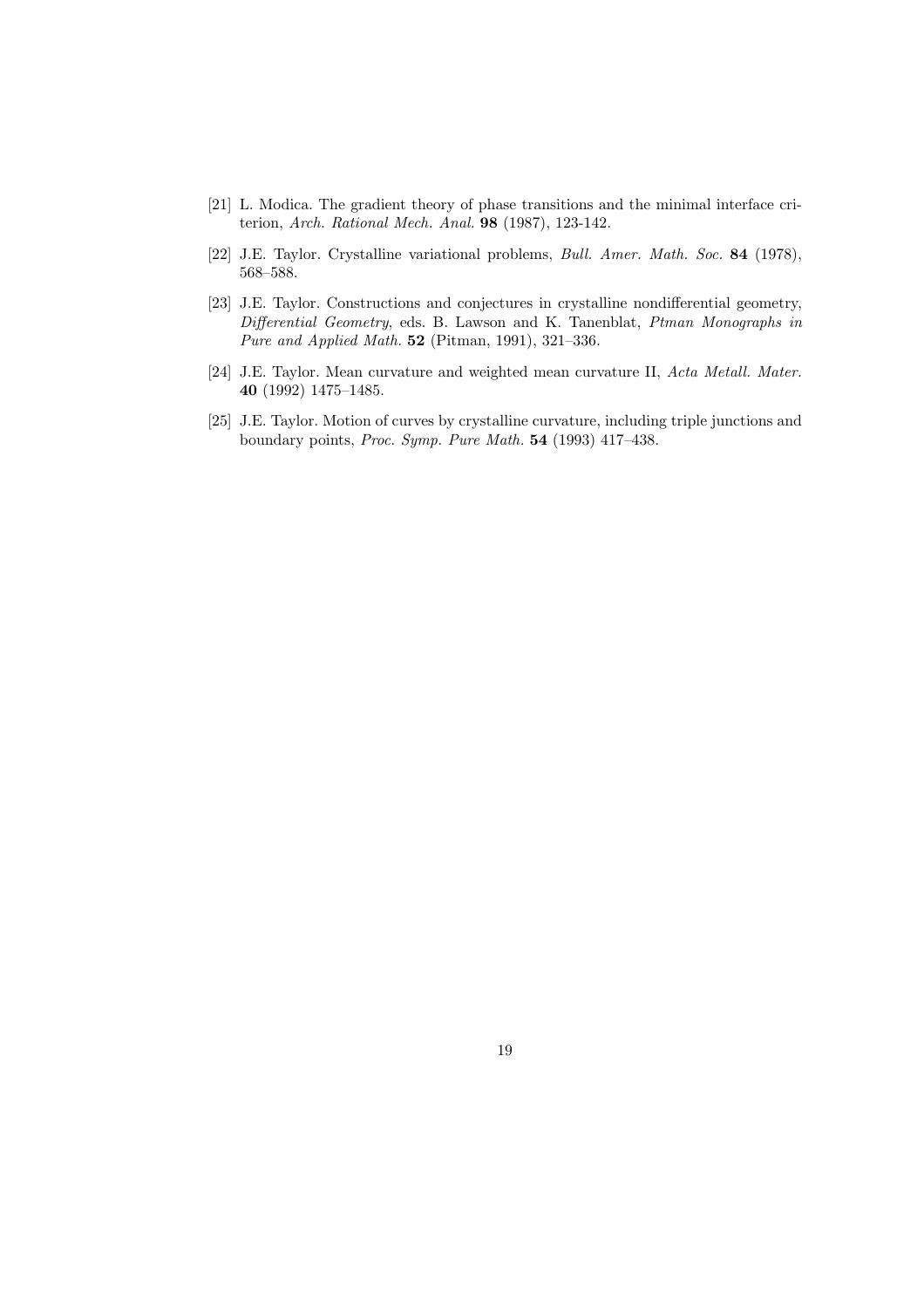[21] L. Modica. The gradient theory of phase transitions and the minimal interface criterion, *Arch. Rational Mech. Anal.* **98** (1987), 123-142.

[22] J.E. Taylor. Crystalline variational problems, *Bull. Amer. Math. Soc.* **84** (1978), 568–588.

[23] J.E. Taylor. Constructions and conjectures in crystalline nondifferential geometry, *Differential Geometry*, eds. B. Lawson and K. Tanenblat, *Ptman Monographs in Pure and Applied Math.* **52** (Pitman, 1991), 321–336.

[24] J.E. Taylor. Mean curvature and weighted mean curvature II, *Acta Metall. Mater.* **40** (1992) 1475–1485.

[25] J.E. Taylor. Motion of curves by crystalline curvature, including triple junctions and boundary points, *Proc. Symp. Pure Math.* **54** (1993) 417–438.